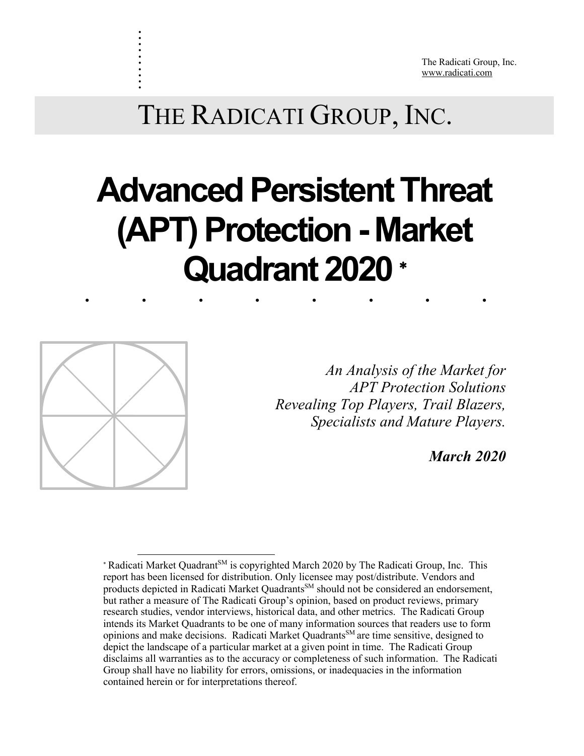The Radicati Group, Inc.
www.radicati.com

THE RADICATI GROUP, INC.

# Advanced Persistent Threat (APT) Protection - Market Quadrant 2020 *

*An Analysis of the Market for APT Protection Solutions Revealing Top Players, Trail Blazers, Specialists and Mature Players.*

***March 2020***

---

* Radicati Market Quadrant[SM] is copyrighted March 2020 by The Radicati Group, Inc. This report has been licensed for distribution. Only licensee may post/distribute. Vendors and products depicted in Radicati Market Quadrants[SM] should not be considered an endorsement, but rather a measure of The Radicati Group's opinion, based on product reviews, primary research studies, vendor interviews, historical data, and other metrics. The Radicati Group intends its Market Quadrants to be one of many information sources that readers use to form opinions and make decisions. Radicati Market Quadrants[SM] are time sensitive, designed to depict the landscape of a particular market at a given point in time. The Radicati Group disclaims all warranties as to the accuracy or completeness of such information. The Radicati Group shall have no liability for errors, omissions, or inadequacies in the information contained herein or for interpretations thereof.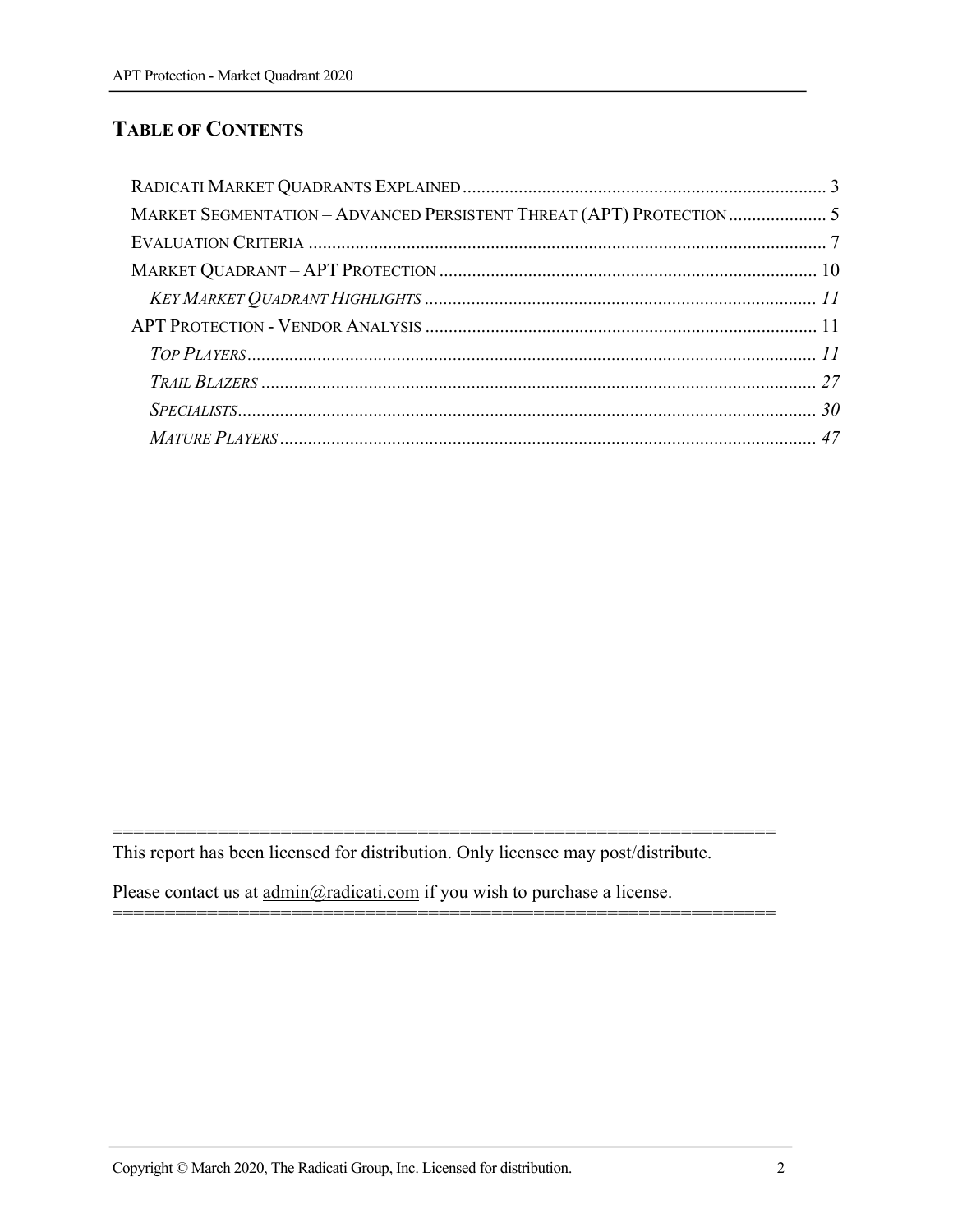## TABLE OF CONTENTS

- RADICATI MARKET QUADRANTS EXPLAINED .............................................................................. 3
- MARKET SEGMENTATION – ADVANCED PERSISTENT THREAT (APT) PROTECTION ..................... 5
- EVALUATION CRITERIA .............................................................................................................. 7
- MARKET QUADRANT – APT PROTECTION ................................................................................ 10
  - *KEY MARKET QUADRANT HIGHLIGHTS .................................................................................... 11*
- APT PROTECTION - VENDOR ANALYSIS .................................................................................... 11
  - *TOP PLAYERS ......................................................................................................................... 11*
  - *TRAIL BLAZERS ...................................................................................................................... 27*
  - *SPECIALISTS ............................................................................................................................ 30*
  - *MATURE PLAYERS ................................................................................................................... 47*

=================================================================

This report has been licensed for distribution. Only licensee may post/distribute.

Please contact us at admin@radicati.com if you wish to purchase a license.

=================================================================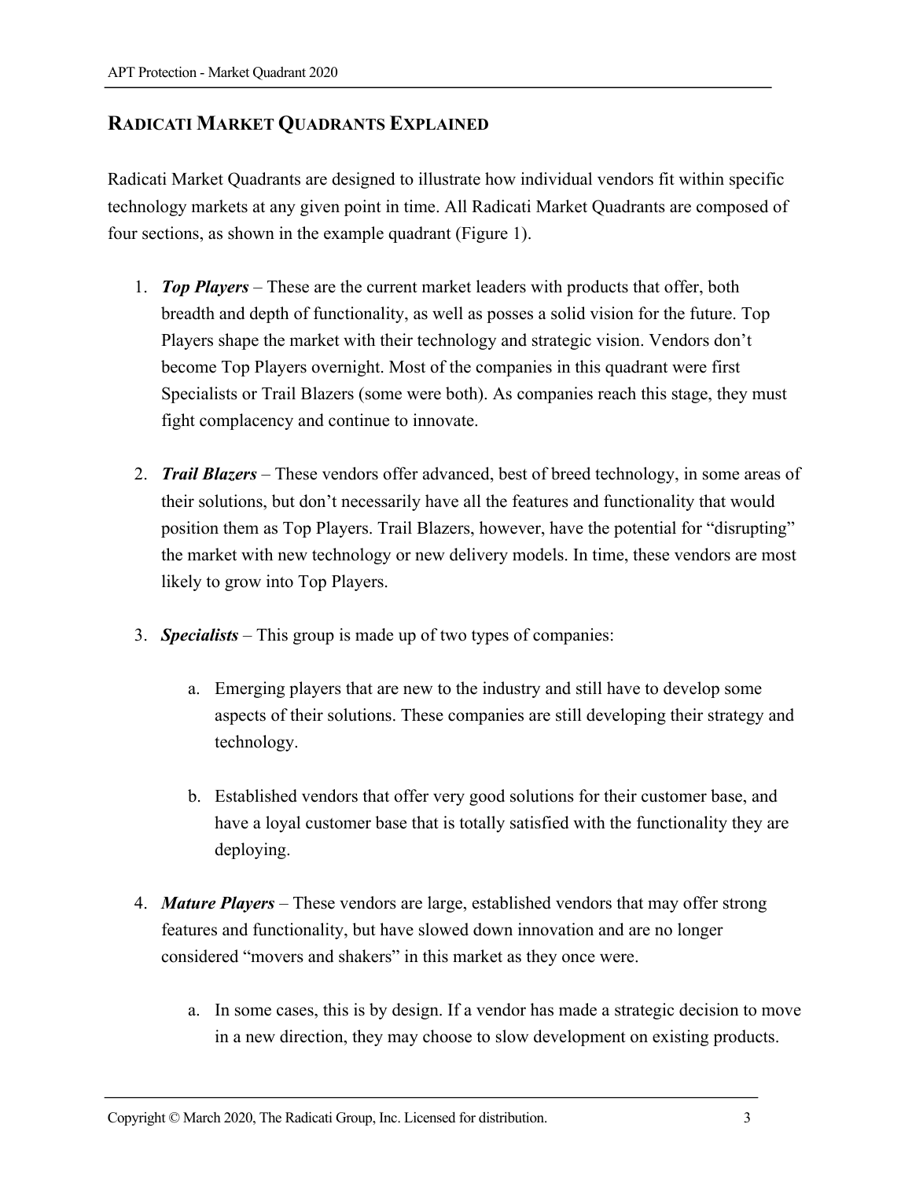## Radicati Market Quadrants Explained

Radicati Market Quadrants are designed to illustrate how individual vendors fit within specific technology markets at any given point in time. All Radicati Market Quadrants are composed of four sections, as shown in the example quadrant (Figure 1).

1. ***Top Players*** – These are the current market leaders with products that offer, both breadth and depth of functionality, as well as posses a solid vision for the future. Top Players shape the market with their technology and strategic vision. Vendors don't become Top Players overnight. Most of the companies in this quadrant were first Specialists or Trail Blazers (some were both). As companies reach this stage, they must fight complacency and continue to innovate.

2. ***Trail Blazers*** – These vendors offer advanced, best of breed technology, in some areas of their solutions, but don't necessarily have all the features and functionality that would position them as Top Players. Trail Blazers, however, have the potential for "disrupting" the market with new technology or new delivery models. In time, these vendors are most likely to grow into Top Players.

3. ***Specialists*** – This group is made up of two types of companies:

    a. Emerging players that are new to the industry and still have to develop some aspects of their solutions. These companies are still developing their strategy and technology.

    b. Established vendors that offer very good solutions for their customer base, and have a loyal customer base that is totally satisfied with the functionality they are deploying.

4. ***Mature Players*** – These vendors are large, established vendors that may offer strong features and functionality, but have slowed down innovation and are no longer considered "movers and shakers" in this market as they once were.

    a. In some cases, this is by design. If a vendor has made a strategic decision to move in a new direction, they may choose to slow development on existing products.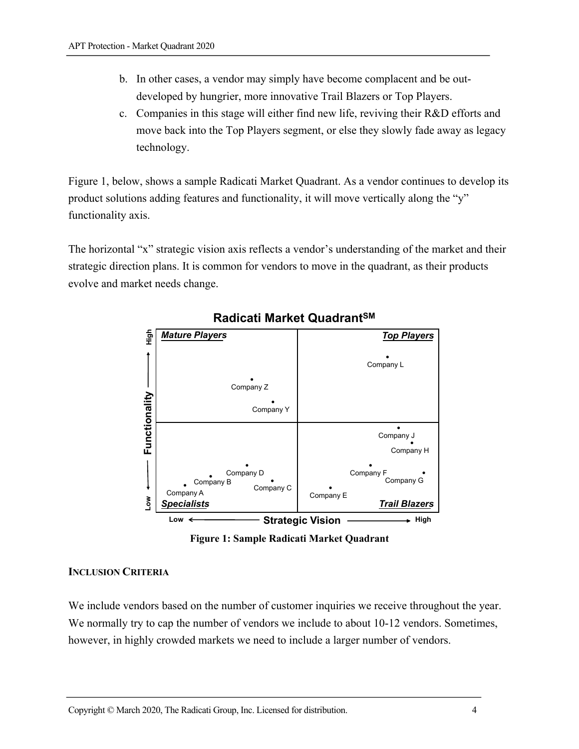b. In other cases, a vendor may simply have become complacent and be out-developed by hungrier, more innovative Trail Blazers or Top Players.
c. Companies in this stage will either find new life, reviving their R&D efforts and move back into the Top Players segment, or else they slowly fade away as legacy technology.

Figure 1, below, shows a sample Radicati Market Quadrant. As a vendor continues to develop its product solutions adding features and functionality, it will move vertically along the "y" functionality axis.

The horizontal "x" strategic vision axis reflects a vendor's understanding of the market and their strategic direction plans. It is common for vendors to move in the quadrant, as their products evolve and market needs change.

**Figure 1: Sample Radicati Market Quadrant**

**INCLUSION CRITERIA**

We include vendors based on the number of customer inquiries we receive throughout the year. We normally try to cap the number of vendors we include to about 10-12 vendors. Sometimes, however, in highly crowded markets we need to include a larger number of vendors.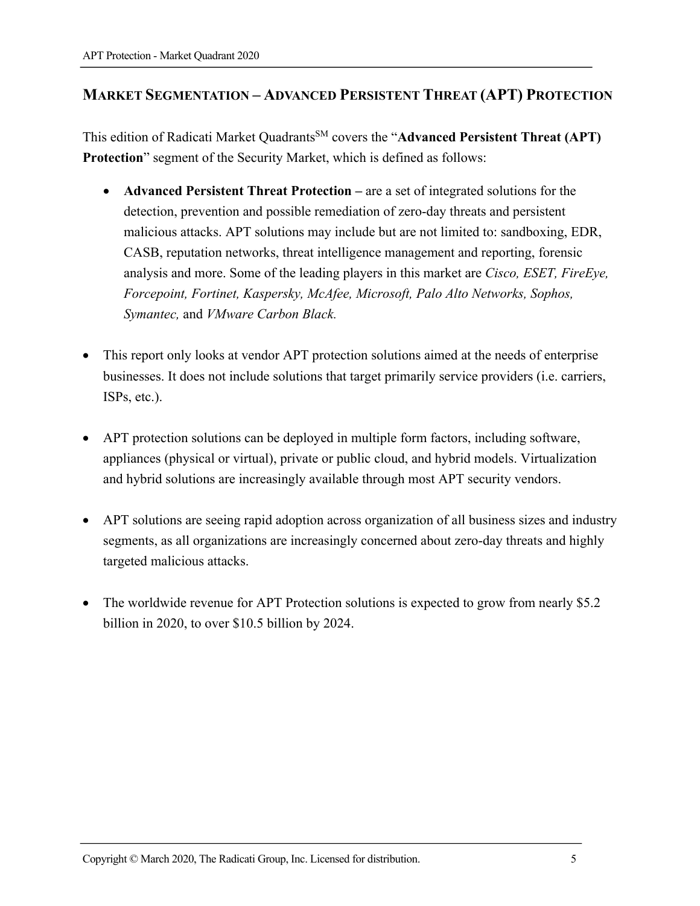## MARKET SEGMENTATION – ADVANCED PERSISTENT THREAT (APT) PROTECTION

This edition of Radicati Market Quadrants[SM] covers the "**Advanced Persistent Threat (APT) Protection**" segment of the Security Market, which is defined as follows:

- **Advanced Persistent Threat Protection –** are a set of integrated solutions for the detection, prevention and possible remediation of zero-day threats and persistent malicious attacks. APT solutions may include but are not limited to: sandboxing, EDR, CASB, reputation networks, threat intelligence management and reporting, forensic analysis and more. Some of the leading players in this market are *Cisco, ESET, FireEye, Forcepoint, Fortinet, Kaspersky, McAfee, Microsoft, Palo Alto Networks, Sophos, Symantec,* and *VMware Carbon Black.*

- This report only looks at vendor APT protection solutions aimed at the needs of enterprise businesses. It does not include solutions that target primarily service providers (i.e. carriers, ISPs, etc.).

- APT protection solutions can be deployed in multiple form factors, including software, appliances (physical or virtual), private or public cloud, and hybrid models. Virtualization and hybrid solutions are increasingly available through most APT security vendors.

- APT solutions are seeing rapid adoption across organization of all business sizes and industry segments, as all organizations are increasingly concerned about zero-day threats and highly targeted malicious attacks.

- The worldwide revenue for APT Protection solutions is expected to grow from nearly $5.2 billion in 2020, to over $10.5 billion by 2024.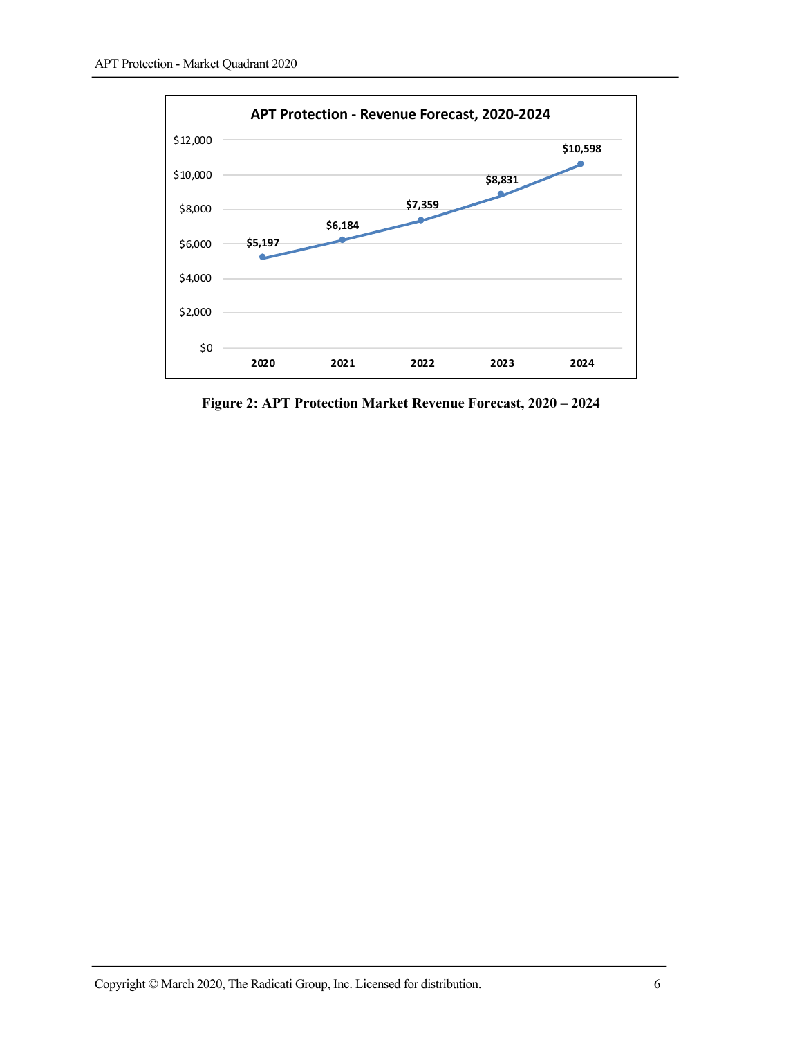**APT Protection - Revenue Forecast, 2020-2024**

| Year | Revenue |
|---|---|
| 2020 | $5,197 |
| 2021 | $6,184 |
| 2022 | $7,359 |
| 2023 | $8,831 |
| 2024 | $10,598 |

**Figure 2: APT Protection Market Revenue Forecast, 2020 – 2024**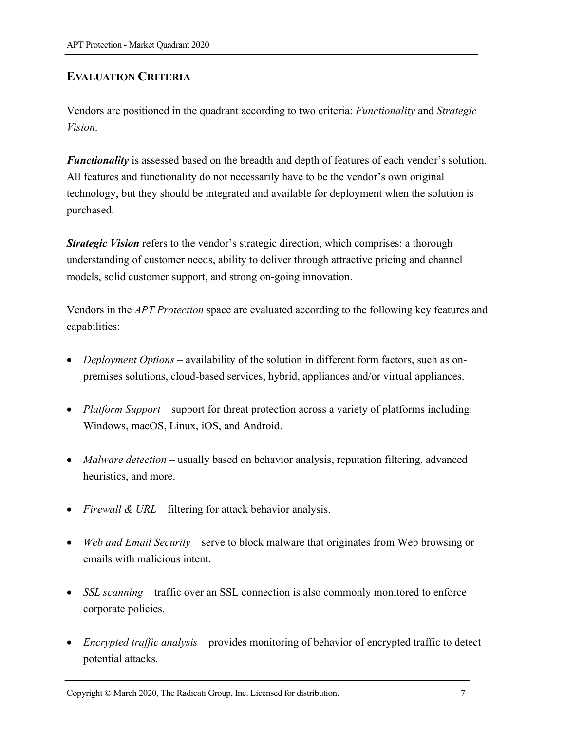## EVALUATION CRITERIA

Vendors are positioned in the quadrant according to two criteria: *Functionality* and *Strategic Vision*.

***Functionality*** is assessed based on the breadth and depth of features of each vendor's solution. All features and functionality do not necessarily have to be the vendor's own original technology, but they should be integrated and available for deployment when the solution is purchased.

***Strategic Vision*** refers to the vendor's strategic direction, which comprises: a thorough understanding of customer needs, ability to deliver through attractive pricing and channel models, solid customer support, and strong on-going innovation.

Vendors in the *APT Protection* space are evaluated according to the following key features and capabilities:

- *Deployment Options* – availability of the solution in different form factors, such as on-premises solutions, cloud-based services, hybrid, appliances and/or virtual appliances.
- *Platform Support* – support for threat protection across a variety of platforms including: Windows, macOS, Linux, iOS, and Android.
- *Malware detection* – usually based on behavior analysis, reputation filtering, advanced heuristics, and more.
- *Firewall & URL* – filtering for attack behavior analysis.
- *Web and Email Security* – serve to block malware that originates from Web browsing or emails with malicious intent.
- *SSL scanning* – traffic over an SSL connection is also commonly monitored to enforce corporate policies.
- *Encrypted traffic analysis* – provides monitoring of behavior of encrypted traffic to detect potential attacks.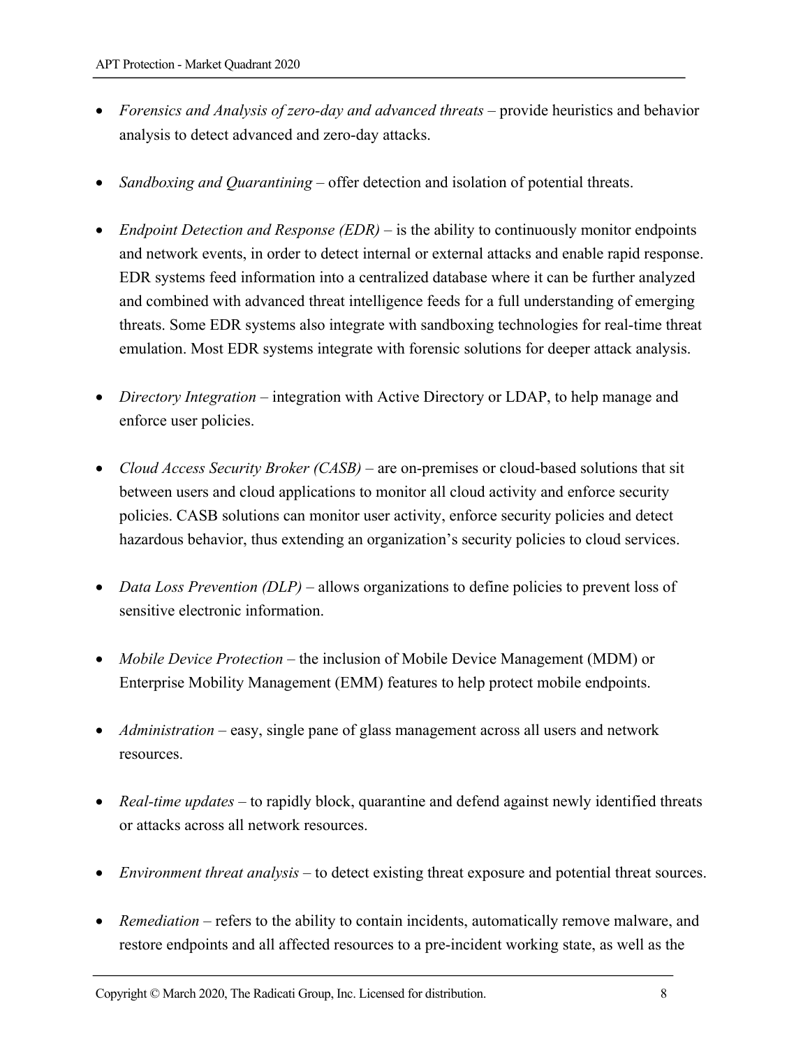- *Forensics and Analysis of zero-day and advanced threats* – provide heuristics and behavior analysis to detect advanced and zero-day attacks.

- *Sandboxing and Quarantining* – offer detection and isolation of potential threats.

- *Endpoint Detection and Response (EDR)* – is the ability to continuously monitor endpoints and network events, in order to detect internal or external attacks and enable rapid response. EDR systems feed information into a centralized database where it can be further analyzed and combined with advanced threat intelligence feeds for a full understanding of emerging threats. Some EDR systems also integrate with sandboxing technologies for real-time threat emulation. Most EDR systems integrate with forensic solutions for deeper attack analysis.

- *Directory Integration* – integration with Active Directory or LDAP, to help manage and enforce user policies.

- *Cloud Access Security Broker (CASB)* – are on-premises or cloud-based solutions that sit between users and cloud applications to monitor all cloud activity and enforce security policies. CASB solutions can monitor user activity, enforce security policies and detect hazardous behavior, thus extending an organization's security policies to cloud services.

- *Data Loss Prevention (DLP)* – allows organizations to define policies to prevent loss of sensitive electronic information.

- *Mobile Device Protection* – the inclusion of Mobile Device Management (MDM) or Enterprise Mobility Management (EMM) features to help protect mobile endpoints.

- *Administration* – easy, single pane of glass management across all users and network resources.

- *Real-time updates* – to rapidly block, quarantine and defend against newly identified threats or attacks across all network resources.

- *Environment threat analysis* – to detect existing threat exposure and potential threat sources.

- *Remediation* – refers to the ability to contain incidents, automatically remove malware, and restore endpoints and all affected resources to a pre-incident working state, as well as the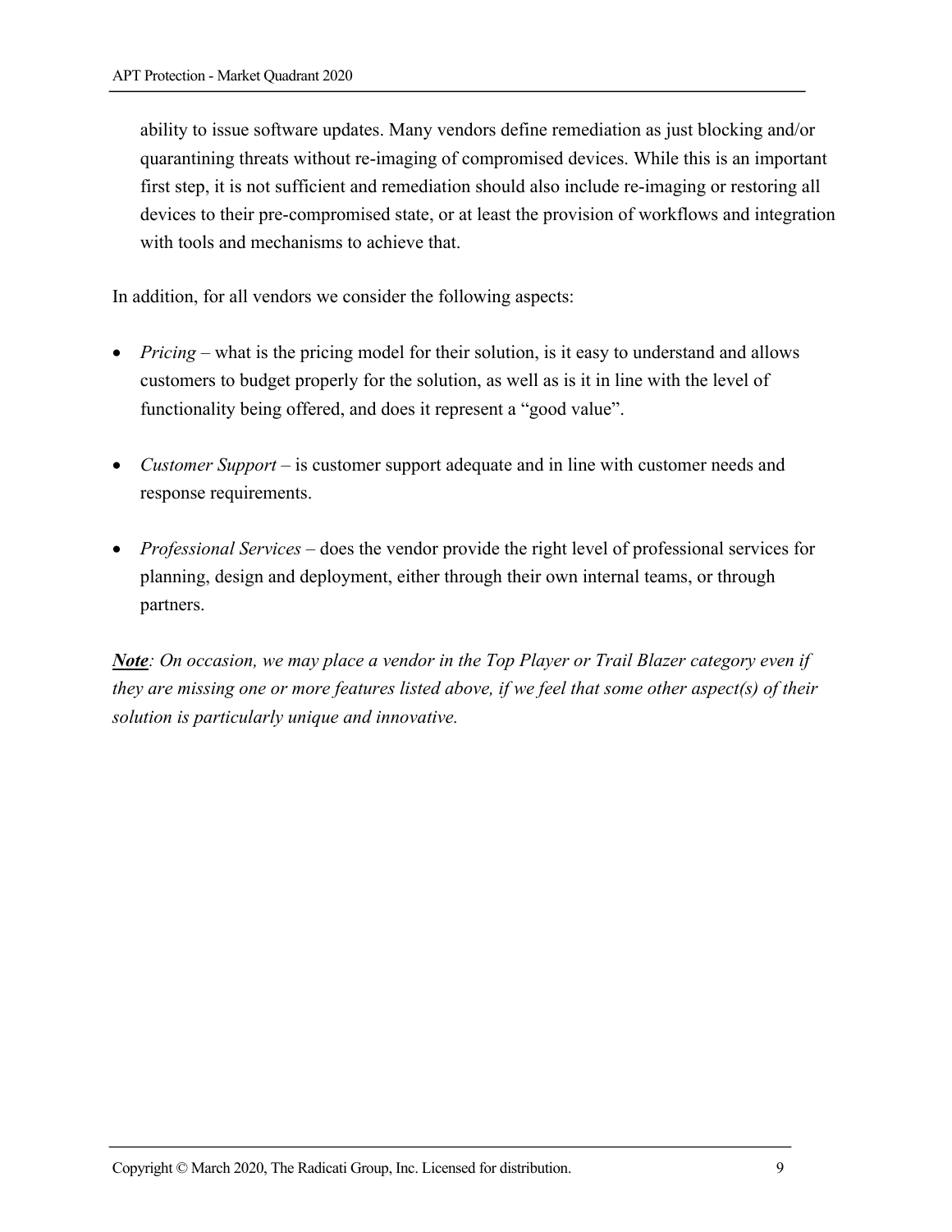ability to issue software updates. Many vendors define remediation as just blocking and/or quarantining threats without re-imaging of compromised devices. While this is an important first step, it is not sufficient and remediation should also include re-imaging or restoring all devices to their pre-compromised state, or at least the provision of workflows and integration with tools and mechanisms to achieve that.

In addition, for all vendors we consider the following aspects:

- *Pricing* – what is the pricing model for their solution, is it easy to understand and allows customers to budget properly for the solution, as well as is it in line with the level of functionality being offered, and does it represent a "good value".

- *Customer Support* – is customer support adequate and in line with customer needs and response requirements.

- *Professional Services* – does the vendor provide the right level of professional services for planning, design and deployment, either through their own internal teams, or through partners.

***Note****: On occasion, we may place a vendor in the Top Player or Trail Blazer category even if they are missing one or more features listed above, if we feel that some other aspect(s) of their solution is particularly unique and innovative.*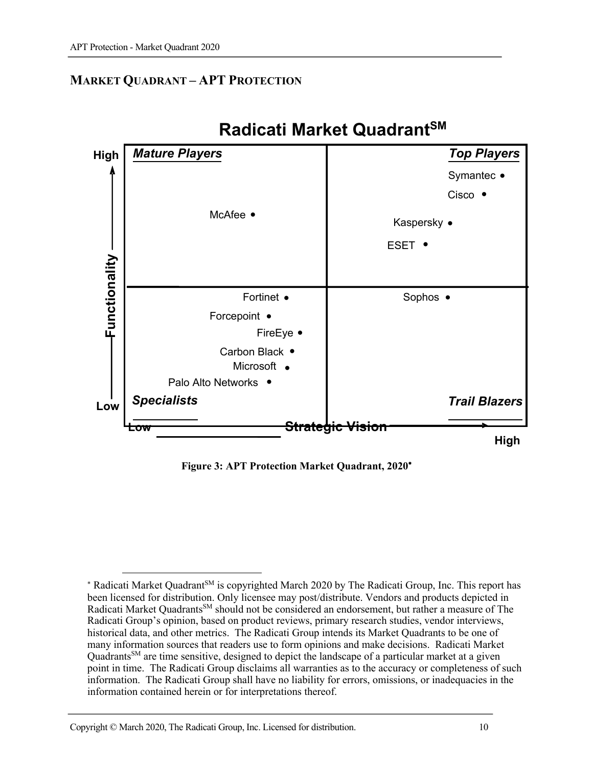## MARKET QUADRANT – APT PROTECTION

**Radicati Market Quadrant[SM]**

| Quadrant | Vendors |
| --- | --- |
| Mature Players | McAfee |
| Top Players | Symantec, Cisco, Kaspersky, ESET |
| Specialists | Fortinet, Forcepoint, FireEye, Carbon Black, Microsoft, Palo Alto Networks |
| Trail Blazers | Sophos |

Axes: Functionality (Low to High, vertical); Strategic Vision (Low to High, horizontal)

**Figure 3: APT Protection Market Quadrant, 2020***

\* Radicati Market Quadrant[SM] is copyrighted March 2020 by The Radicati Group, Inc. This report has been licensed for distribution. Only licensee may post/distribute. Vendors and products depicted in Radicati Market Quadrants[SM] should not be considered an endorsement, but rather a measure of The Radicati Group's opinion, based on product reviews, primary research studies, vendor interviews, historical data, and other metrics. The Radicati Group intends its Market Quadrants to be one of many information sources that readers use to form opinions and make decisions. Radicati Market Quadrants[SM] are time sensitive, designed to depict the landscape of a particular market at a given point in time. The Radicati Group disclaims all warranties as to the accuracy or completeness of such information. The Radicati Group shall have no liability for errors, omissions, or inadequacies in the information contained herein or for interpretations thereof.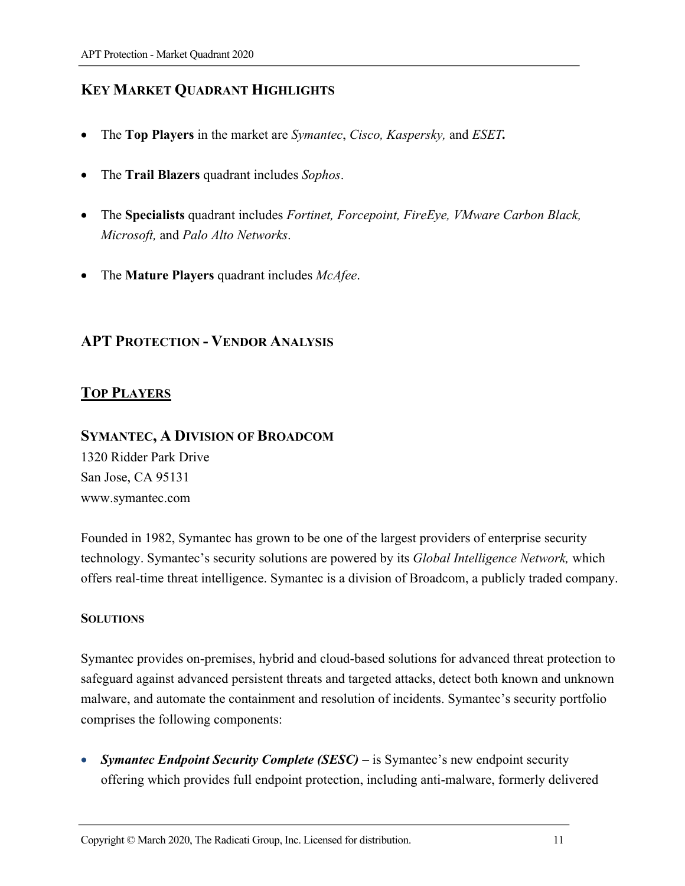## Key Market Quadrant Highlights

- The **Top Players** in the market are *Symantec*, *Cisco, Kaspersky,* and *ESET***.**
- The **Trail Blazers** quadrant includes *Sophos*.
- The **Specialists** quadrant includes *Fortinet, Forcepoint, FireEye, VMware Carbon Black, Microsoft,* and *Palo Alto Networks*.
- The **Mature Players** quadrant includes *McAfee*.

## APT Protection - Vendor Analysis

### Top Players

### Symantec, A Division of Broadcom

1320 Ridder Park Drive
San Jose, CA 95131
www.symantec.com

Founded in 1982, Symantec has grown to be one of the largest providers of enterprise security technology. Symantec's security solutions are powered by its *Global Intelligence Network,* which offers real-time threat intelligence. Symantec is a division of Broadcom, a publicly traded company.

#### Solutions

Symantec provides on-premises, hybrid and cloud-based solutions for advanced threat protection to safeguard against advanced persistent threats and targeted attacks, detect both known and unknown malware, and automate the containment and resolution of incidents. Symantec's security portfolio comprises the following components:

- ***Symantec Endpoint Security Complete (SESC)*** – is Symantec's new endpoint security offering which provides full endpoint protection, including anti-malware, formerly delivered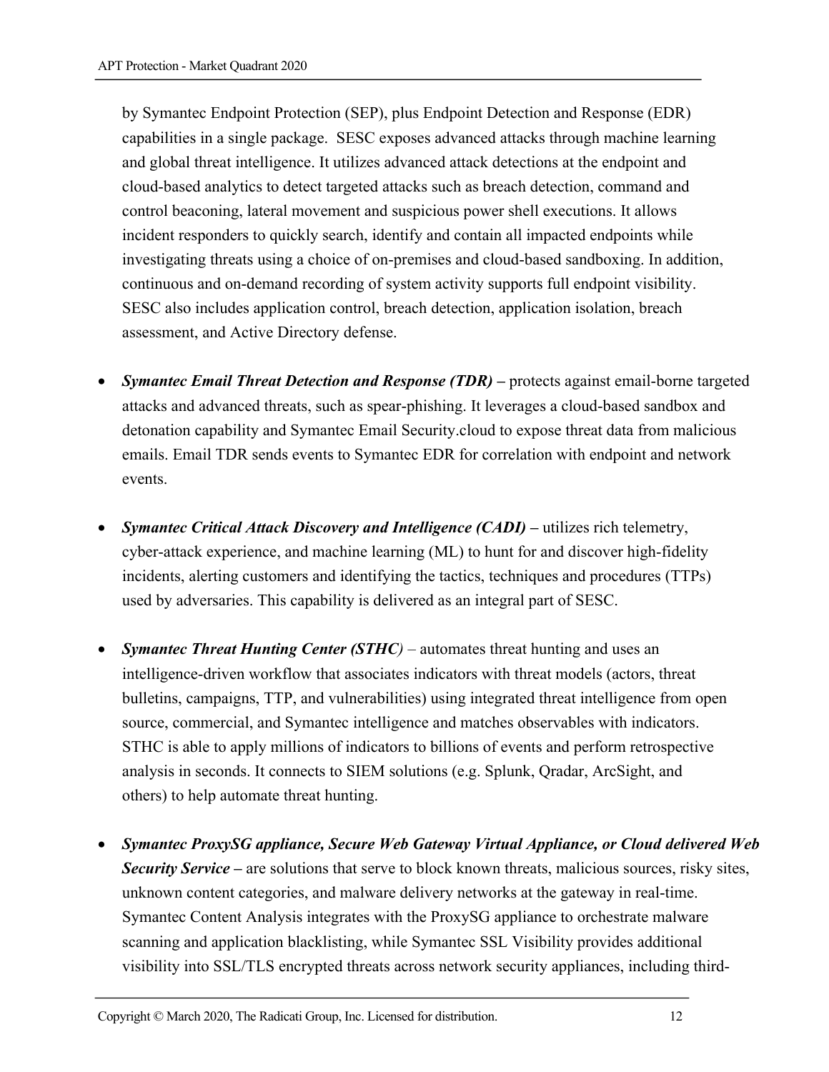by Symantec Endpoint Protection (SEP), plus Endpoint Detection and Response (EDR) capabilities in a single package. SESC exposes advanced attacks through machine learning and global threat intelligence. It utilizes advanced attack detections at the endpoint and cloud-based analytics to detect targeted attacks such as breach detection, command and control beaconing, lateral movement and suspicious power shell executions. It allows incident responders to quickly search, identify and contain all impacted endpoints while investigating threats using a choice of on-premises and cloud-based sandboxing. In addition, continuous and on-demand recording of system activity supports full endpoint visibility. SESC also includes application control, breach detection, application isolation, breach assessment, and Active Directory defense.

- ***Symantec Email Threat Detection and Response (TDR)* –** protects against email-borne targeted attacks and advanced threats, such as spear-phishing. It leverages a cloud-based sandbox and detonation capability and Symantec Email Security.cloud to expose threat data from malicious emails. Email TDR sends events to Symantec EDR for correlation with endpoint and network events.

- ***Symantec Critical Attack Discovery and Intelligence (CADI)* –** utilizes rich telemetry, cyber-attack experience, and machine learning (ML) to hunt for and discover high-fidelity incidents, alerting customers and identifying the tactics, techniques and procedures (TTPs) used by adversaries. This capability is delivered as an integral part of SESC.

- ***Symantec Threat Hunting Center (STHC)*** – automates threat hunting and uses an intelligence-driven workflow that associates indicators with threat models (actors, threat bulletins, campaigns, TTP, and vulnerabilities) using integrated threat intelligence from open source, commercial, and Symantec intelligence and matches observables with indicators. STHC is able to apply millions of indicators to billions of events and perform retrospective analysis in seconds. It connects to SIEM solutions (e.g. Splunk, Qradar, ArcSight, and others) to help automate threat hunting.

- ***Symantec ProxySG appliance, Secure Web Gateway Virtual Appliance, or Cloud delivered Web Security Service* –** are solutions that serve to block known threats, malicious sources, risky sites, unknown content categories, and malware delivery networks at the gateway in real-time. Symantec Content Analysis integrates with the ProxySG appliance to orchestrate malware scanning and application blacklisting, while Symantec SSL Visibility provides additional visibility into SSL/TLS encrypted threats across network security appliances, including third-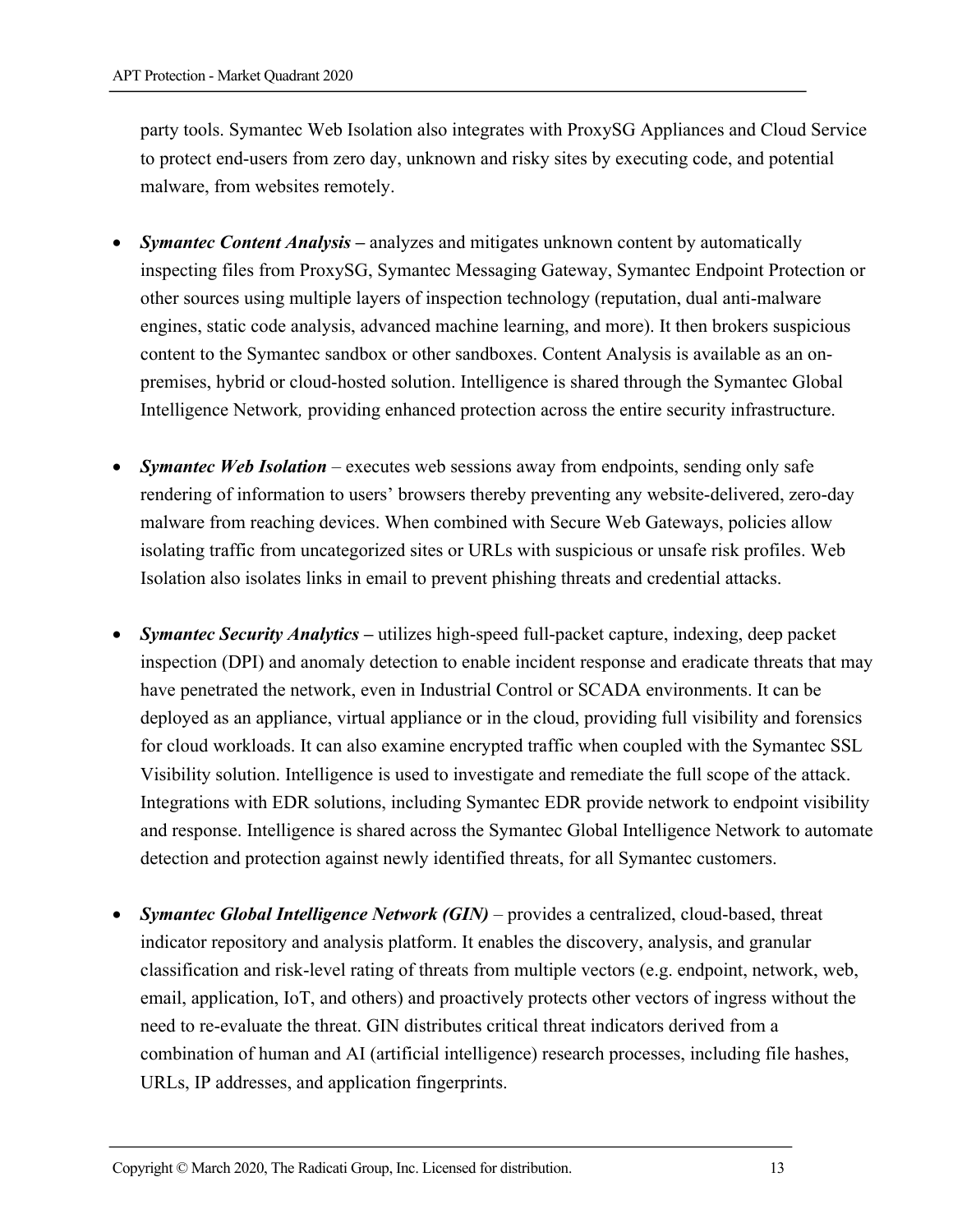party tools. Symantec Web Isolation also integrates with ProxySG Appliances and Cloud Service to protect end-users from zero day, unknown and risky sites by executing code, and potential malware, from websites remotely.

- ***Symantec Content Analysis –*** analyzes and mitigates unknown content by automatically inspecting files from ProxySG, Symantec Messaging Gateway, Symantec Endpoint Protection or other sources using multiple layers of inspection technology (reputation, dual anti-malware engines, static code analysis, advanced machine learning, and more). It then brokers suspicious content to the Symantec sandbox or other sandboxes. Content Analysis is available as an on-premises, hybrid or cloud-hosted solution. Intelligence is shared through the Symantec Global Intelligence Network*,* providing enhanced protection across the entire security infrastructure.

- ***Symantec Web Isolation*** – executes web sessions away from endpoints, sending only safe rendering of information to users' browsers thereby preventing any website-delivered, zero-day malware from reaching devices. When combined with Secure Web Gateways, policies allow isolating traffic from uncategorized sites or URLs with suspicious or unsafe risk profiles. Web Isolation also isolates links in email to prevent phishing threats and credential attacks.

- ***Symantec Security Analytics –*** utilizes high-speed full-packet capture, indexing, deep packet inspection (DPI) and anomaly detection to enable incident response and eradicate threats that may have penetrated the network, even in Industrial Control or SCADA environments. It can be deployed as an appliance, virtual appliance or in the cloud, providing full visibility and forensics for cloud workloads. It can also examine encrypted traffic when coupled with the Symantec SSL Visibility solution. Intelligence is used to investigate and remediate the full scope of the attack. Integrations with EDR solutions, including Symantec EDR provide network to endpoint visibility and response. Intelligence is shared across the Symantec Global Intelligence Network to automate detection and protection against newly identified threats, for all Symantec customers.

- ***Symantec Global Intelligence Network (GIN)*** – provides a centralized, cloud-based, threat indicator repository and analysis platform. It enables the discovery, analysis, and granular classification and risk-level rating of threats from multiple vectors (e.g. endpoint, network, web, email, application, IoT, and others) and proactively protects other vectors of ingress without the need to re-evaluate the threat. GIN distributes critical threat indicators derived from a combination of human and AI (artificial intelligence) research processes, including file hashes, URLs, IP addresses, and application fingerprints.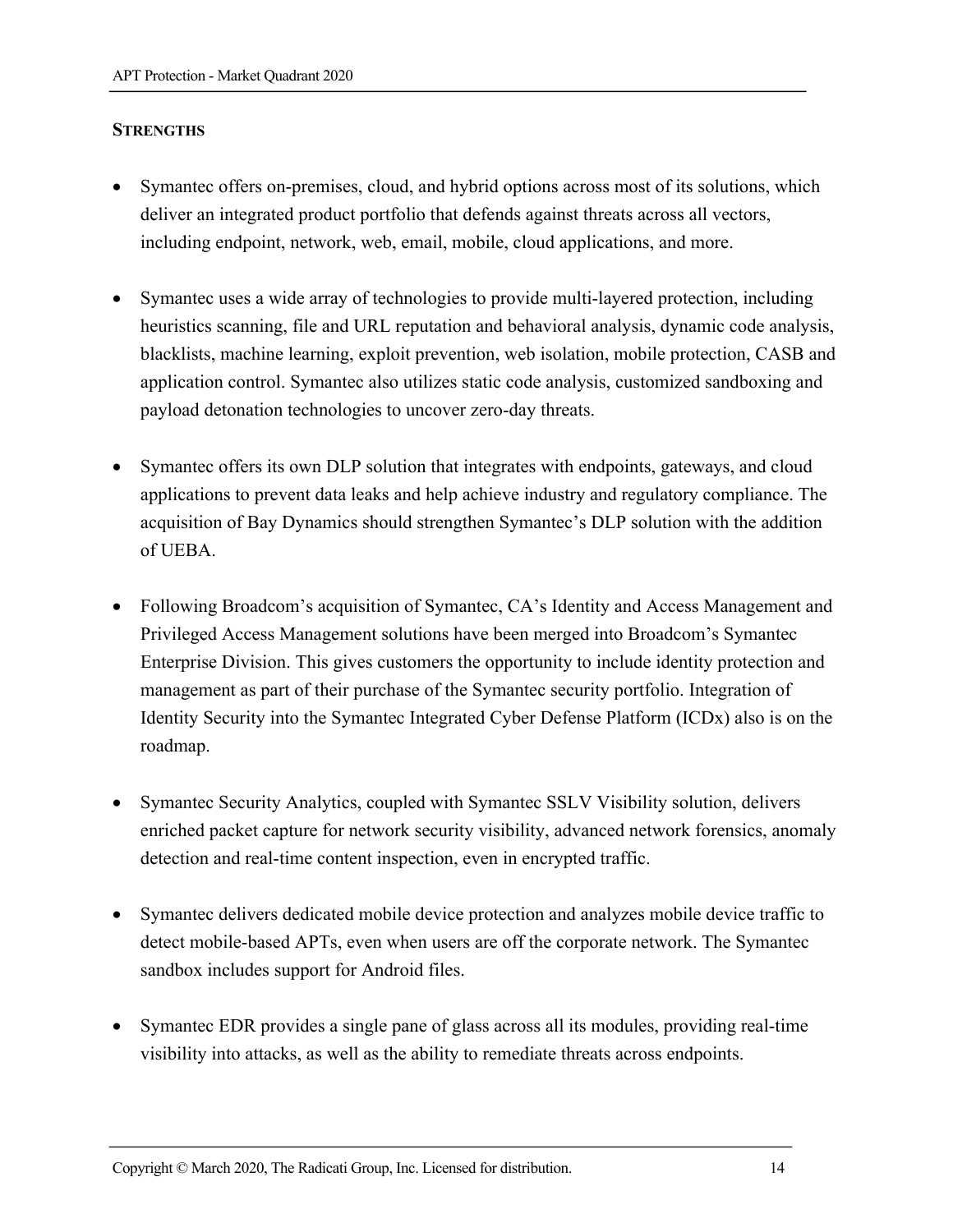### STRENGTHS

- Symantec offers on-premises, cloud, and hybrid options across most of its solutions, which deliver an integrated product portfolio that defends against threats across all vectors, including endpoint, network, web, email, mobile, cloud applications, and more.

- Symantec uses a wide array of technologies to provide multi-layered protection, including heuristics scanning, file and URL reputation and behavioral analysis, dynamic code analysis, blacklists, machine learning, exploit prevention, web isolation, mobile protection, CASB and application control. Symantec also utilizes static code analysis, customized sandboxing and payload detonation technologies to uncover zero-day threats.

- Symantec offers its own DLP solution that integrates with endpoints, gateways, and cloud applications to prevent data leaks and help achieve industry and regulatory compliance. The acquisition of Bay Dynamics should strengthen Symantec's DLP solution with the addition of UEBA.

- Following Broadcom's acquisition of Symantec, CA's Identity and Access Management and Privileged Access Management solutions have been merged into Broadcom's Symantec Enterprise Division. This gives customers the opportunity to include identity protection and management as part of their purchase of the Symantec security portfolio. Integration of Identity Security into the Symantec Integrated Cyber Defense Platform (ICDx) also is on the roadmap.

- Symantec Security Analytics, coupled with Symantec SSLV Visibility solution, delivers enriched packet capture for network security visibility, advanced network forensics, anomaly detection and real-time content inspection, even in encrypted traffic.

- Symantec delivers dedicated mobile device protection and analyzes mobile device traffic to detect mobile-based APTs, even when users are off the corporate network. The Symantec sandbox includes support for Android files.

- Symantec EDR provides a single pane of glass across all its modules, providing real-time visibility into attacks, as well as the ability to remediate threats across endpoints.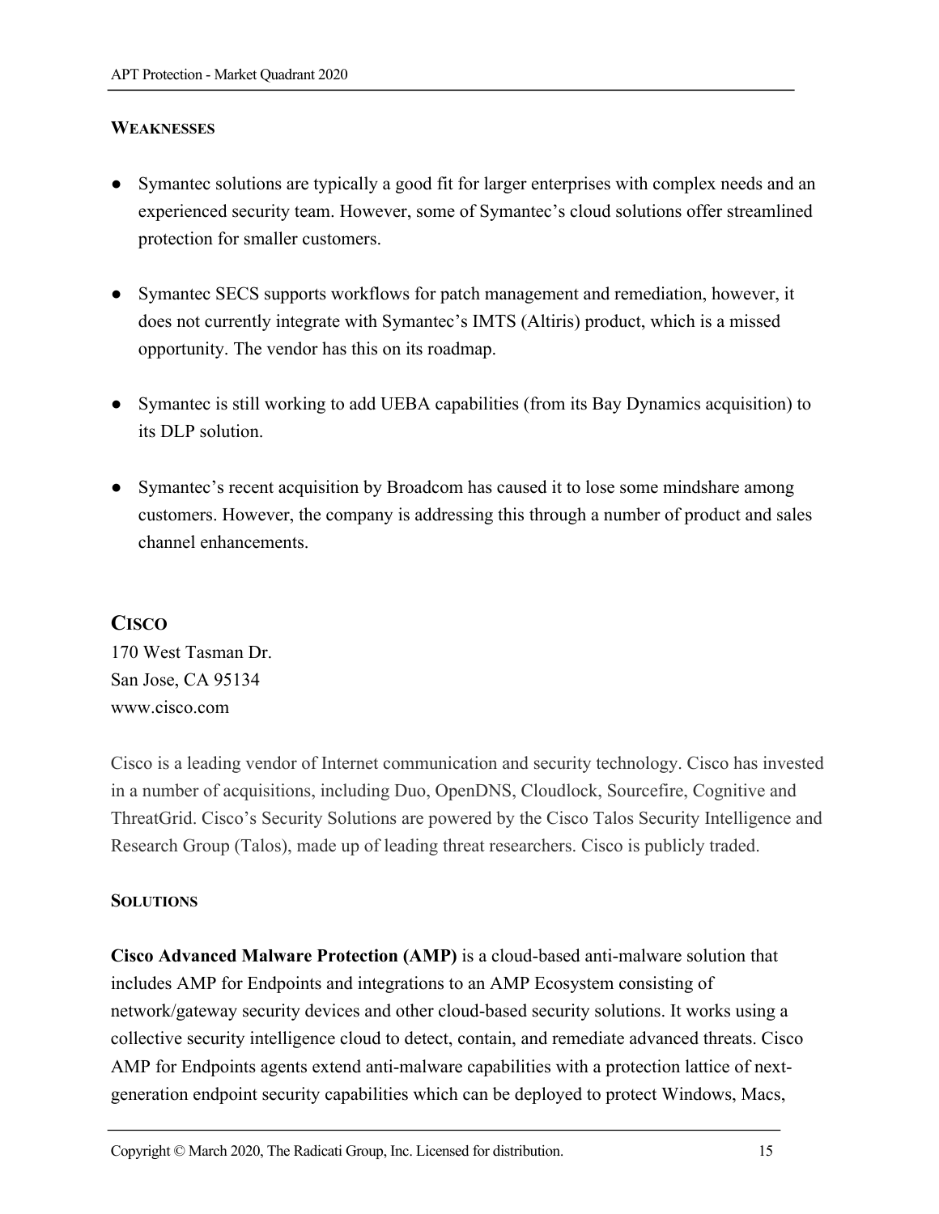#### Weaknesses

- Symantec solutions are typically a good fit for larger enterprises with complex needs and an experienced security team. However, some of Symantec's cloud solutions offer streamlined protection for smaller customers.

- Symantec SECS supports workflows for patch management and remediation, however, it does not currently integrate with Symantec's IMTS (Altiris) product, which is a missed opportunity. The vendor has this on its roadmap.

- Symantec is still working to add UEBA capabilities (from its Bay Dynamics acquisition) to its DLP solution.

- Symantec's recent acquisition by Broadcom has caused it to lose some mindshare among customers. However, the company is addressing this through a number of product and sales channel enhancements.

## Cisco

170 West Tasman Dr.
San Jose, CA 95134
www.cisco.com

Cisco is a leading vendor of Internet communication and security technology. Cisco has invested in a number of acquisitions, including Duo, OpenDNS, Cloudlock, Sourcefire, Cognitive and ThreatGrid. Cisco's Security Solutions are powered by the Cisco Talos Security Intelligence and Research Group (Talos), made up of leading threat researchers. Cisco is publicly traded.

#### Solutions

**Cisco Advanced Malware Protection (AMP)** is a cloud-based anti-malware solution that includes AMP for Endpoints and integrations to an AMP Ecosystem consisting of network/gateway security devices and other cloud-based security solutions. It works using a collective security intelligence cloud to detect, contain, and remediate advanced threats. Cisco AMP for Endpoints agents extend anti-malware capabilities with a protection lattice of next-generation endpoint security capabilities which can be deployed to protect Windows, Macs,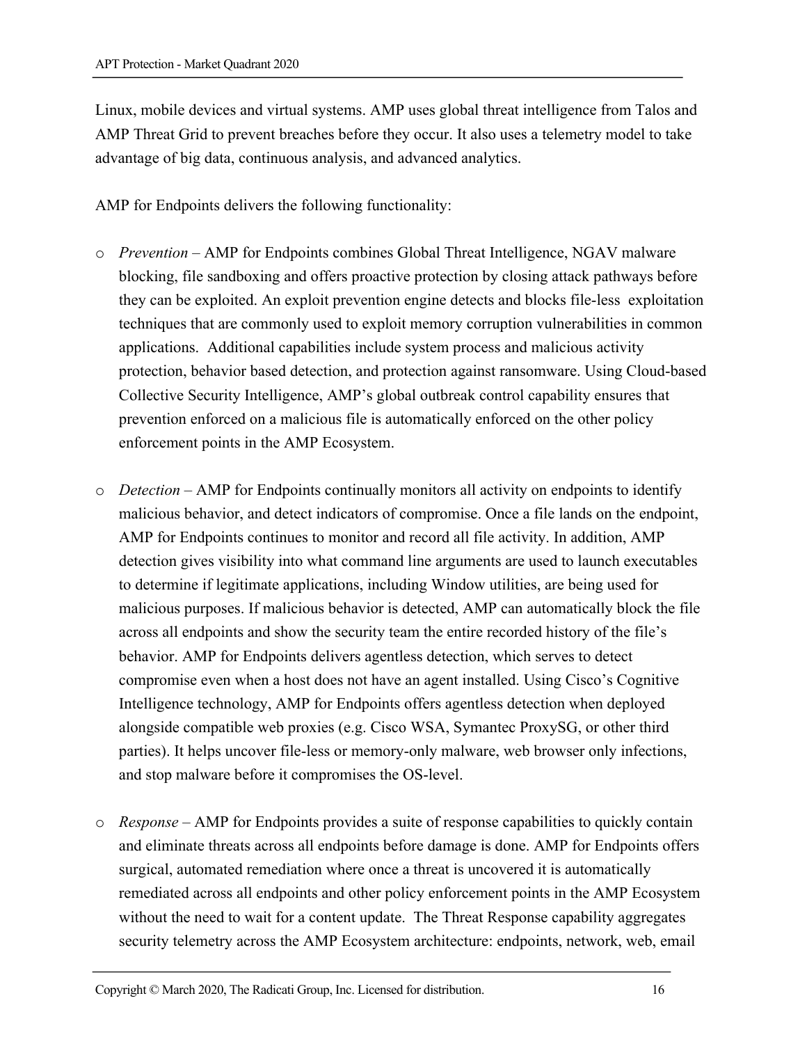Linux, mobile devices and virtual systems. AMP uses global threat intelligence from Talos and AMP Threat Grid to prevent breaches before they occur. It also uses a telemetry model to take advantage of big data, continuous analysis, and advanced analytics.

AMP for Endpoints delivers the following functionality:

- *Prevention* – AMP for Endpoints combines Global Threat Intelligence, NGAV malware blocking, file sandboxing and offers proactive protection by closing attack pathways before they can be exploited. An exploit prevention engine detects and blocks file-less exploitation techniques that are commonly used to exploit memory corruption vulnerabilities in common applications. Additional capabilities include system process and malicious activity protection, behavior based detection, and protection against ransomware. Using Cloud-based Collective Security Intelligence, AMP's global outbreak control capability ensures that prevention enforced on a malicious file is automatically enforced on the other policy enforcement points in the AMP Ecosystem.

- *Detection* – AMP for Endpoints continually monitors all activity on endpoints to identify malicious behavior, and detect indicators of compromise. Once a file lands on the endpoint, AMP for Endpoints continues to monitor and record all file activity. In addition, AMP detection gives visibility into what command line arguments are used to launch executables to determine if legitimate applications, including Window utilities, are being used for malicious purposes. If malicious behavior is detected, AMP can automatically block the file across all endpoints and show the security team the entire recorded history of the file's behavior. AMP for Endpoints delivers agentless detection, which serves to detect compromise even when a host does not have an agent installed. Using Cisco's Cognitive Intelligence technology, AMP for Endpoints offers agentless detection when deployed alongside compatible web proxies (e.g. Cisco WSA, Symantec ProxySG, or other third parties). It helps uncover file-less or memory-only malware, web browser only infections, and stop malware before it compromises the OS-level.

- *Response* – AMP for Endpoints provides a suite of response capabilities to quickly contain and eliminate threats across all endpoints before damage is done. AMP for Endpoints offers surgical, automated remediation where once a threat is uncovered it is automatically remediated across all endpoints and other policy enforcement points in the AMP Ecosystem without the need to wait for a content update. The Threat Response capability aggregates security telemetry across the AMP Ecosystem architecture: endpoints, network, web, email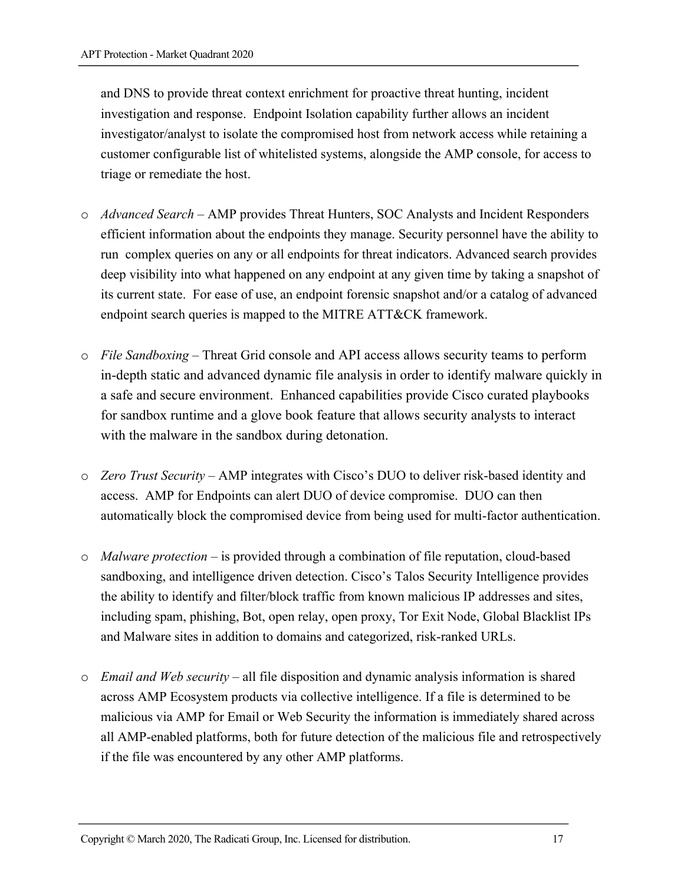and DNS to provide threat context enrichment for proactive threat hunting, incident investigation and response. Endpoint Isolation capability further allows an incident investigator/analyst to isolate the compromised host from network access while retaining a customer configurable list of whitelisted systems, alongside the AMP console, for access to triage or remediate the host.

- *Advanced Search* – AMP provides Threat Hunters, SOC Analysts and Incident Responders efficient information about the endpoints they manage. Security personnel have the ability to run complex queries on any or all endpoints for threat indicators. Advanced search provides deep visibility into what happened on any endpoint at any given time by taking a snapshot of its current state. For ease of use, an endpoint forensic snapshot and/or a catalog of advanced endpoint search queries is mapped to the MITRE ATT&CK framework.

- *File Sandboxing* – Threat Grid console and API access allows security teams to perform in-depth static and advanced dynamic file analysis in order to identify malware quickly in a safe and secure environment. Enhanced capabilities provide Cisco curated playbooks for sandbox runtime and a glove book feature that allows security analysts to interact with the malware in the sandbox during detonation.

- *Zero Trust Security* – AMP integrates with Cisco's DUO to deliver risk-based identity and access. AMP for Endpoints can alert DUO of device compromise. DUO can then automatically block the compromised device from being used for multi-factor authentication.

- *Malware protection* – is provided through a combination of file reputation, cloud-based sandboxing, and intelligence driven detection. Cisco's Talos Security Intelligence provides the ability to identify and filter/block traffic from known malicious IP addresses and sites, including spam, phishing, Bot, open relay, open proxy, Tor Exit Node, Global Blacklist IPs and Malware sites in addition to domains and categorized, risk-ranked URLs.

- *Email and Web security* – all file disposition and dynamic analysis information is shared across AMP Ecosystem products via collective intelligence. If a file is determined to be malicious via AMP for Email or Web Security the information is immediately shared across all AMP-enabled platforms, both for future detection of the malicious file and retrospectively if the file was encountered by any other AMP platforms.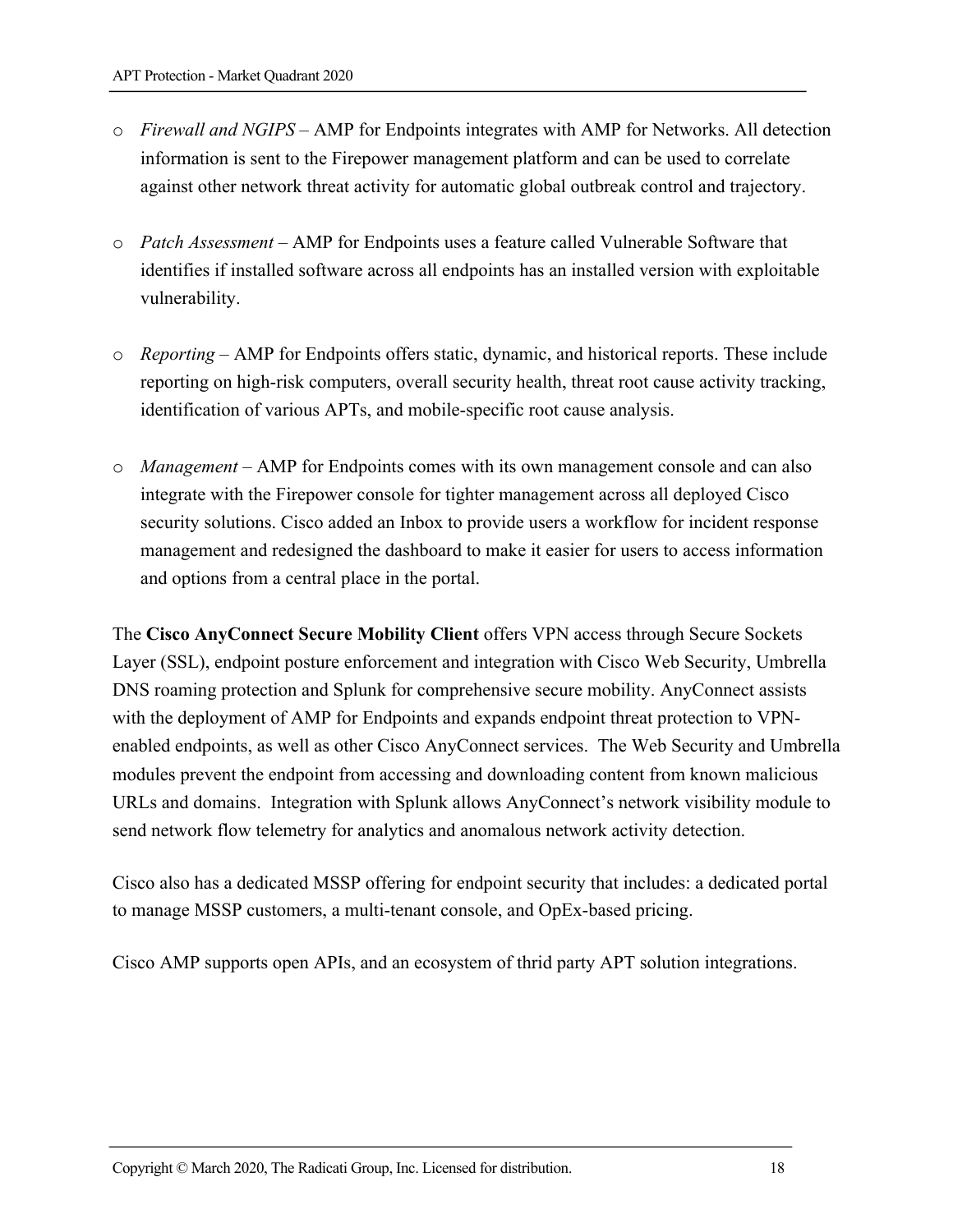- *Firewall and NGIPS* – AMP for Endpoints integrates with AMP for Networks. All detection information is sent to the Firepower management platform and can be used to correlate against other network threat activity for automatic global outbreak control and trajectory.

- *Patch Assessment* – AMP for Endpoints uses a feature called Vulnerable Software that identifies if installed software across all endpoints has an installed version with exploitable vulnerability.

- *Reporting* – AMP for Endpoints offers static, dynamic, and historical reports. These include reporting on high-risk computers, overall security health, threat root cause activity tracking, identification of various APTs, and mobile-specific root cause analysis.

- *Management* – AMP for Endpoints comes with its own management console and can also integrate with the Firepower console for tighter management across all deployed Cisco security solutions. Cisco added an Inbox to provide users a workflow for incident response management and redesigned the dashboard to make it easier for users to access information and options from a central place in the portal.

The **Cisco AnyConnect Secure Mobility Client** offers VPN access through Secure Sockets Layer (SSL), endpoint posture enforcement and integration with Cisco Web Security, Umbrella DNS roaming protection and Splunk for comprehensive secure mobility. AnyConnect assists with the deployment of AMP for Endpoints and expands endpoint threat protection to VPN-enabled endpoints, as well as other Cisco AnyConnect services. The Web Security and Umbrella modules prevent the endpoint from accessing and downloading content from known malicious URLs and domains. Integration with Splunk allows AnyConnect's network visibility module to send network flow telemetry for analytics and anomalous network activity detection.

Cisco also has a dedicated MSSP offering for endpoint security that includes: a dedicated portal to manage MSSP customers, a multi-tenant console, and OpEx-based pricing.

Cisco AMP supports open APIs, and an ecosystem of thrid party APT solution integrations.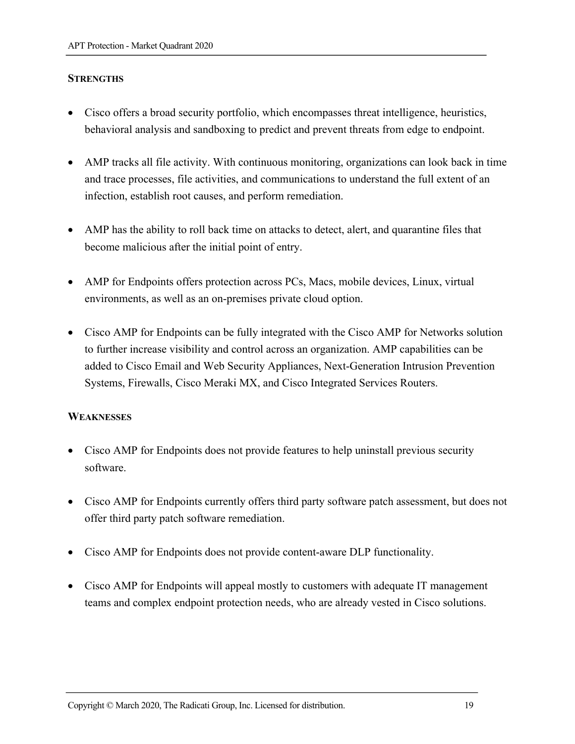**STRENGTHS**

- Cisco offers a broad security portfolio, which encompasses threat intelligence, heuristics, behavioral analysis and sandboxing to predict and prevent threats from edge to endpoint.

- AMP tracks all file activity. With continuous monitoring, organizations can look back in time and trace processes, file activities, and communications to understand the full extent of an infection, establish root causes, and perform remediation.

- AMP has the ability to roll back time on attacks to detect, alert, and quarantine files that become malicious after the initial point of entry.

- AMP for Endpoints offers protection across PCs, Macs, mobile devices, Linux, virtual environments, as well as an on-premises private cloud option.

- Cisco AMP for Endpoints can be fully integrated with the Cisco AMP for Networks solution to further increase visibility and control across an organization. AMP capabilities can be added to Cisco Email and Web Security Appliances, Next-Generation Intrusion Prevention Systems, Firewalls, Cisco Meraki MX, and Cisco Integrated Services Routers.

**WEAKNESSES**

- Cisco AMP for Endpoints does not provide features to help uninstall previous security software.

- Cisco AMP for Endpoints currently offers third party software patch assessment, but does not offer third party patch software remediation.

- Cisco AMP for Endpoints does not provide content-aware DLP functionality.

- Cisco AMP for Endpoints will appeal mostly to customers with adequate IT management teams and complex endpoint protection needs, who are already vested in Cisco solutions.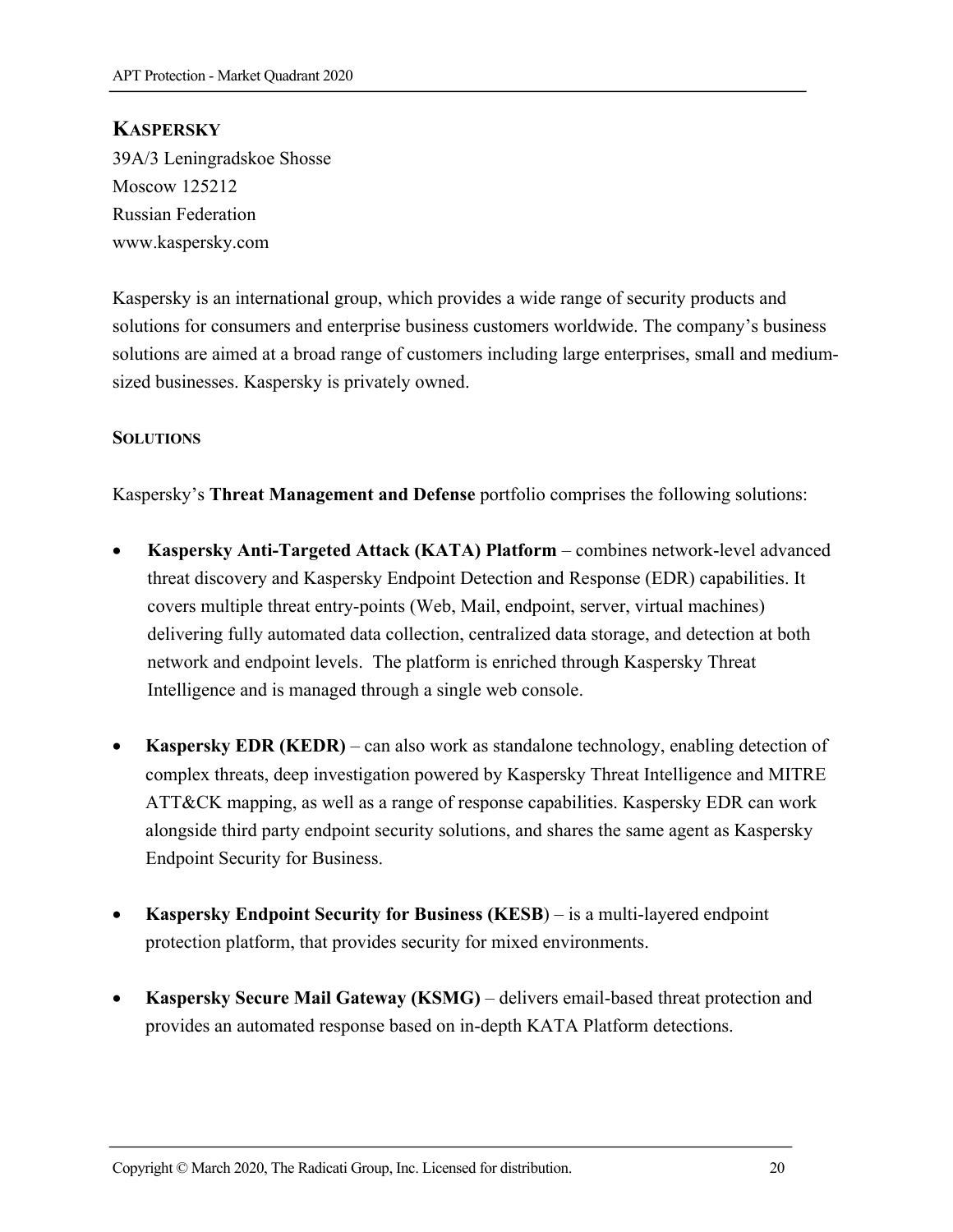## KASPERSKY

39A/3 Leningradskoe Shosse
Moscow 125212
Russian Federation
www.kaspersky.com

Kaspersky is an international group, which provides a wide range of security products and solutions for consumers and enterprise business customers worldwide. The company's business solutions are aimed at a broad range of customers including large enterprises, small and medium-sized businesses. Kaspersky is privately owned.

### SOLUTIONS

Kaspersky's **Threat Management and Defense** portfolio comprises the following solutions:

- **Kaspersky Anti-Targeted Attack (KATA) Platform** – combines network-level advanced threat discovery and Kaspersky Endpoint Detection and Response (EDR) capabilities. It covers multiple threat entry-points (Web, Mail, endpoint, server, virtual machines) delivering fully automated data collection, centralized data storage, and detection at both network and endpoint levels. The platform is enriched through Kaspersky Threat Intelligence and is managed through a single web console.

- **Kaspersky EDR (KEDR)** – can also work as standalone technology, enabling detection of complex threats, deep investigation powered by Kaspersky Threat Intelligence and MITRE ATT&CK mapping, as well as a range of response capabilities. Kaspersky EDR can work alongside third party endpoint security solutions, and shares the same agent as Kaspersky Endpoint Security for Business.

- **Kaspersky Endpoint Security for Business (KESB**) – is a multi-layered endpoint protection platform, that provides security for mixed environments.

- **Kaspersky Secure Mail Gateway (KSMG)** – delivers email-based threat protection and provides an automated response based on in-depth KATA Platform detections.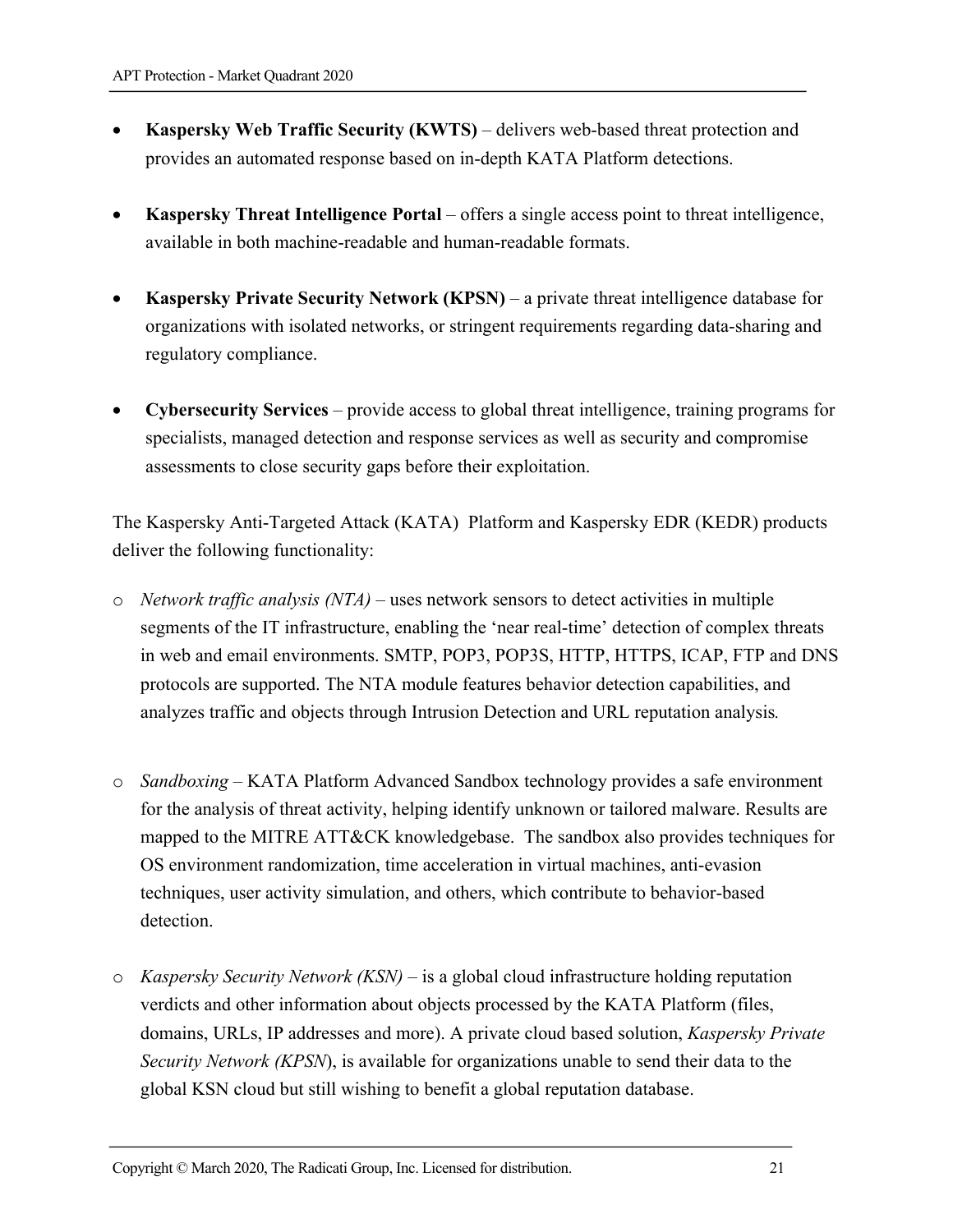- **Kaspersky Web Traffic Security (KWTS)** – delivers web-based threat protection and provides an automated response based on in-depth KATA Platform detections.

- **Kaspersky Threat Intelligence Portal** – offers a single access point to threat intelligence, available in both machine-readable and human-readable formats.

- **Kaspersky Private Security Network (KPSN)** – a private threat intelligence database for organizations with isolated networks, or stringent requirements regarding data-sharing and regulatory compliance.

- **Cybersecurity Services** – provide access to global threat intelligence, training programs for specialists, managed detection and response services as well as security and compromise assessments to close security gaps before their exploitation.

The Kaspersky Anti-Targeted Attack (KATA) Platform and Kaspersky EDR (KEDR) products deliver the following functionality:

- *Network traffic analysis (NTA)* – uses network sensors to detect activities in multiple segments of the IT infrastructure, enabling the 'near real-time' detection of complex threats in web and email environments. SMTP, POP3, POP3S, HTTP, HTTPS, ICAP, FTP and DNS protocols are supported. The NTA module features behavior detection capabilities, and analyzes traffic and objects through Intrusion Detection and URL reputation analysis.

- *Sandboxing* – KATA Platform Advanced Sandbox technology provides a safe environment for the analysis of threat activity, helping identify unknown or tailored malware. Results are mapped to the MITRE ATT&CK knowledgebase. The sandbox also provides techniques for OS environment randomization, time acceleration in virtual machines, anti-evasion techniques, user activity simulation, and others, which contribute to behavior-based detection.

- *Kaspersky Security Network (KSN)* – is a global cloud infrastructure holding reputation verdicts and other information about objects processed by the KATA Platform (files, domains, URLs, IP addresses and more). A private cloud based solution, *Kaspersky Private Security Network (KPSN*), is available for organizations unable to send their data to the global KSN cloud but still wishing to benefit a global reputation database.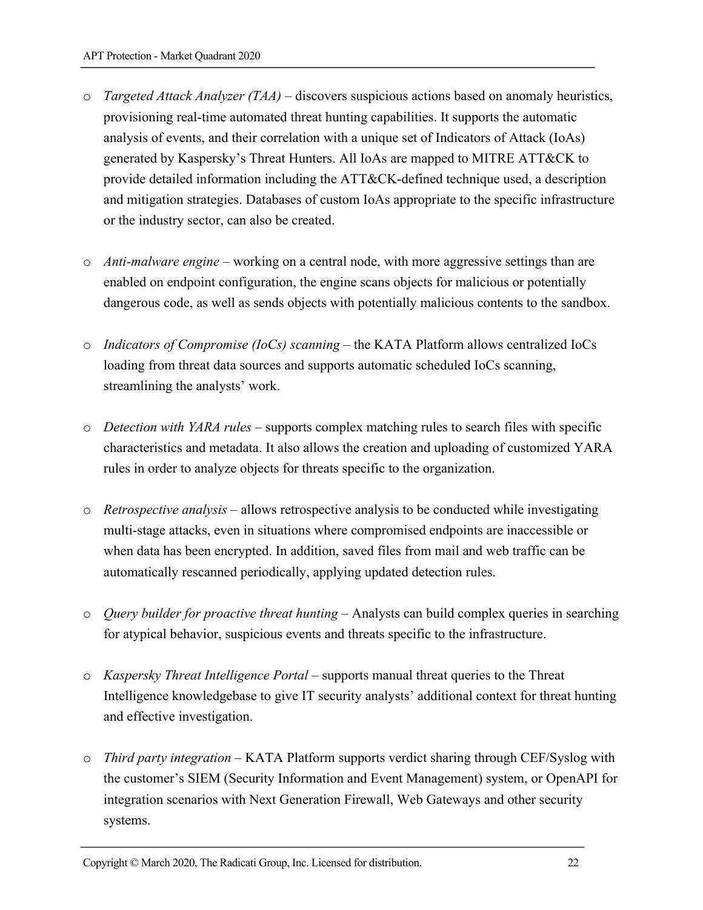- *Targeted Attack Analyzer (TAA)* – discovers suspicious actions based on anomaly heuristics, provisioning real-time automated threat hunting capabilities. It supports the automatic analysis of events, and their correlation with a unique set of Indicators of Attack (IoAs) generated by Kaspersky's Threat Hunters. All IoAs are mapped to MITRE ATT&CK to provide detailed information including the ATT&CK-defined technique used, a description and mitigation strategies. Databases of custom IoAs appropriate to the specific infrastructure or the industry sector, can also be created.

- *Anti-malware engine* – working on a central node, with more aggressive settings than are enabled on endpoint configuration, the engine scans objects for malicious or potentially dangerous code, as well as sends objects with potentially malicious contents to the sandbox.

- *Indicators of Compromise (IoCs) scanning* – the KATA Platform allows centralized IoCs loading from threat data sources and supports automatic scheduled IoCs scanning, streamlining the analysts' work.

- *Detection with YARA rules* – supports complex matching rules to search files with specific characteristics and metadata. It also allows the creation and uploading of customized YARA rules in order to analyze objects for threats specific to the organization.

- *Retrospective analysis* – allows retrospective analysis to be conducted while investigating multi-stage attacks, even in situations where compromised endpoints are inaccessible or when data has been encrypted. In addition, saved files from mail and web traffic can be automatically rescanned periodically, applying updated detection rules.

- *Query builder for proactive threat hunting* – Analysts can build complex queries in searching for atypical behavior, suspicious events and threats specific to the infrastructure.

- *Kaspersky Threat Intelligence Portal* – supports manual threat queries to the Threat Intelligence knowledgebase to give IT security analysts' additional context for threat hunting and effective investigation.

- *Third party integration* – KATA Platform supports verdict sharing through CEF/Syslog with the customer's SIEM (Security Information and Event Management) system, or OpenAPI for integration scenarios with Next Generation Firewall, Web Gateways and other security systems.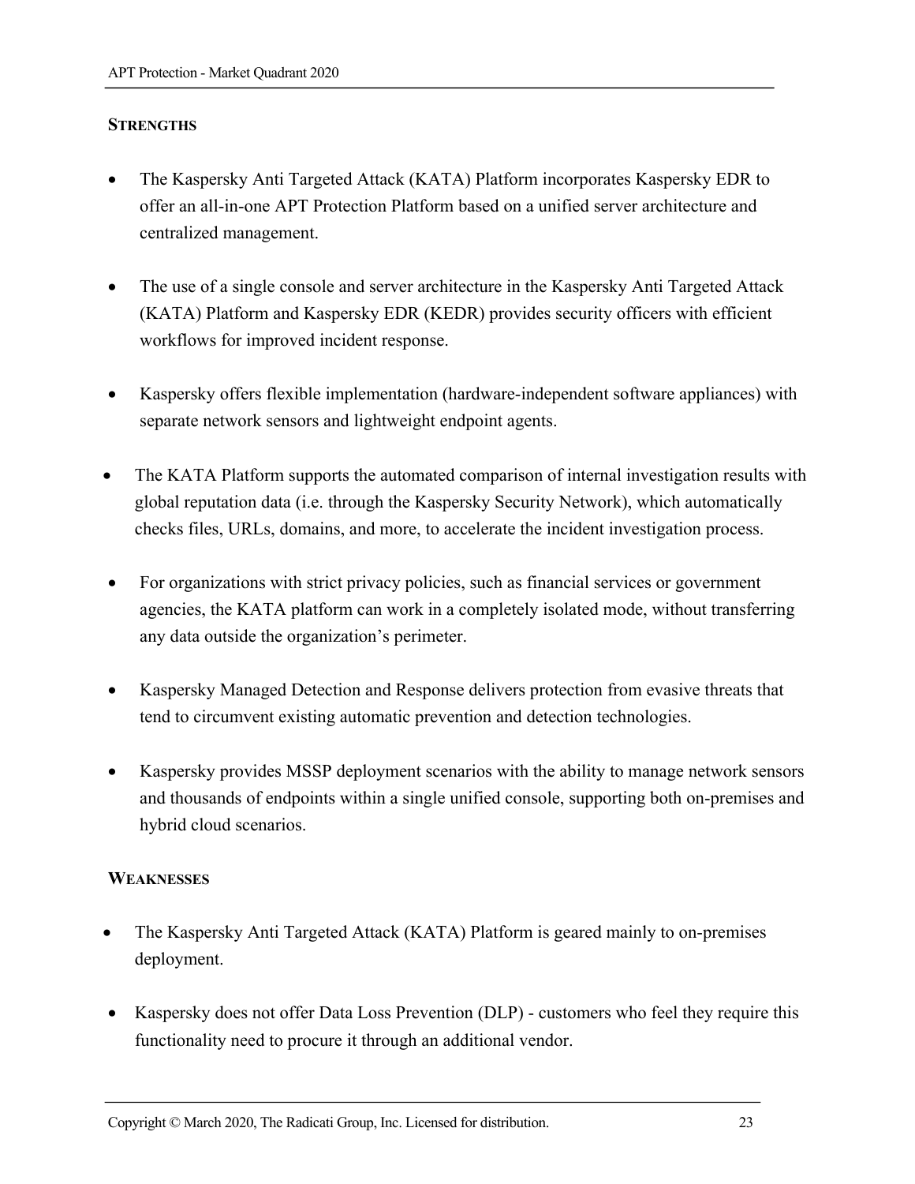### STRENGTHS

- The Kaspersky Anti Targeted Attack (KATA) Platform incorporates Kaspersky EDR to offer an all-in-one APT Protection Platform based on a unified server architecture and centralized management.
- The use of a single console and server architecture in the Kaspersky Anti Targeted Attack (KATA) Platform and Kaspersky EDR (KEDR) provides security officers with efficient workflows for improved incident response.
- Kaspersky offers flexible implementation (hardware-independent software appliances) with separate network sensors and lightweight endpoint agents.
- The KATA Platform supports the automated comparison of internal investigation results with global reputation data (i.e. through the Kaspersky Security Network), which automatically checks files, URLs, domains, and more, to accelerate the incident investigation process.
- For organizations with strict privacy policies, such as financial services or government agencies, the KATA platform can work in a completely isolated mode, without transferring any data outside the organization's perimeter.
- Kaspersky Managed Detection and Response delivers protection from evasive threats that tend to circumvent existing automatic prevention and detection technologies.
- Kaspersky provides MSSP deployment scenarios with the ability to manage network sensors and thousands of endpoints within a single unified console, supporting both on-premises and hybrid cloud scenarios.

### WEAKNESSES

- The Kaspersky Anti Targeted Attack (KATA) Platform is geared mainly to on-premises deployment.
- Kaspersky does not offer Data Loss Prevention (DLP) - customers who feel they require this functionality need to procure it through an additional vendor.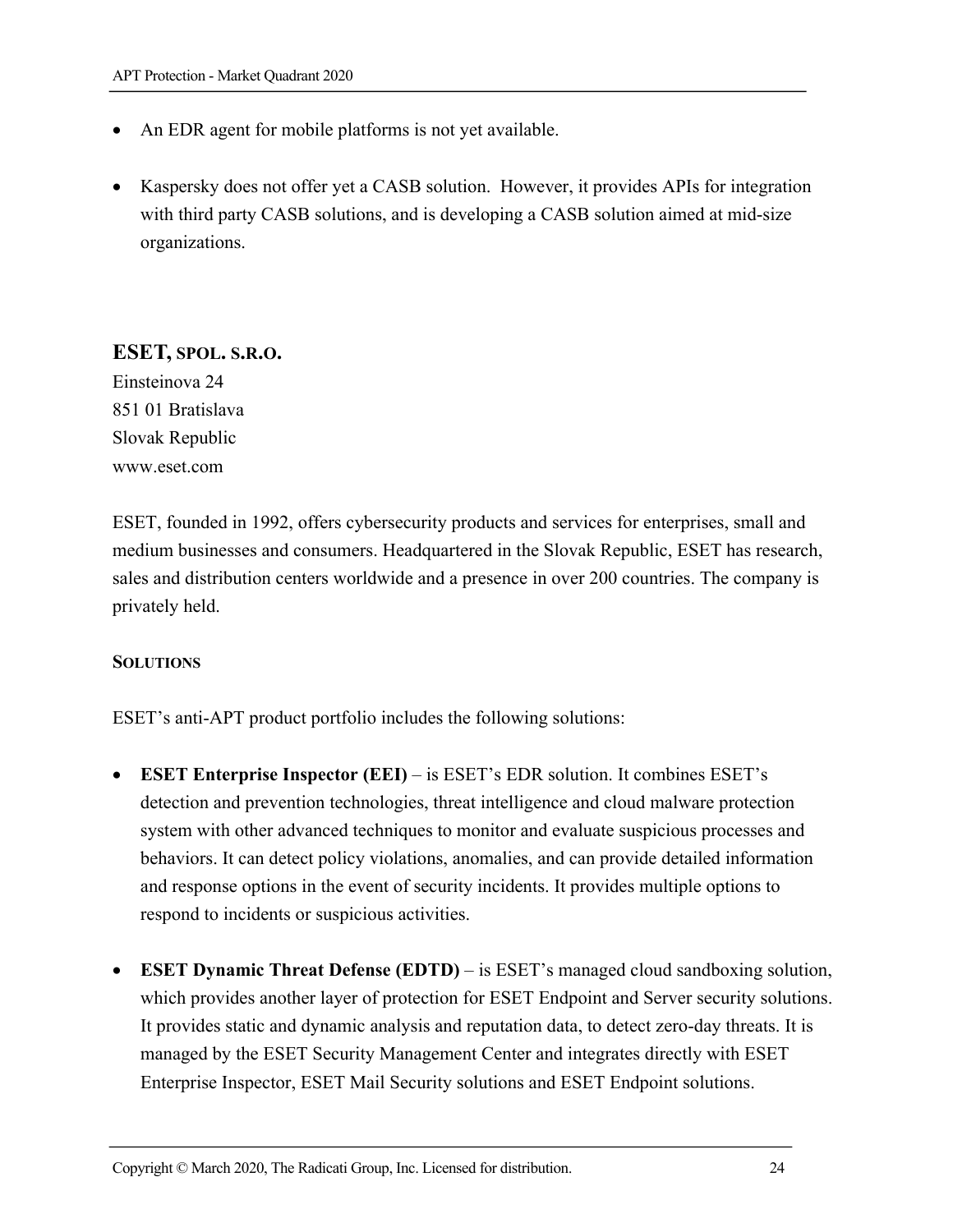- An EDR agent for mobile platforms is not yet available.

- Kaspersky does not offer yet a CASB solution. However, it provides APIs for integration with third party CASB solutions, and is developing a CASB solution aimed at mid-size organizations.

## ESET, SPOL. S.R.O.

Einsteinova 24
851 01 Bratislava
Slovak Republic
www.eset.com

ESET, founded in 1992, offers cybersecurity products and services for enterprises, small and medium businesses and consumers. Headquartered in the Slovak Republic, ESET has research, sales and distribution centers worldwide and a presence in over 200 countries. The company is privately held.

### SOLUTIONS

ESET's anti-APT product portfolio includes the following solutions:

- **ESET Enterprise Inspector (EEI)** – is ESET's EDR solution. It combines ESET's detection and prevention technologies, threat intelligence and cloud malware protection system with other advanced techniques to monitor and evaluate suspicious processes and behaviors. It can detect policy violations, anomalies, and can provide detailed information and response options in the event of security incidents. It provides multiple options to respond to incidents or suspicious activities.

- **ESET Dynamic Threat Defense (EDTD)** – is ESET's managed cloud sandboxing solution, which provides another layer of protection for ESET Endpoint and Server security solutions. It provides static and dynamic analysis and reputation data, to detect zero-day threats. It is managed by the ESET Security Management Center and integrates directly with ESET Enterprise Inspector, ESET Mail Security solutions and ESET Endpoint solutions.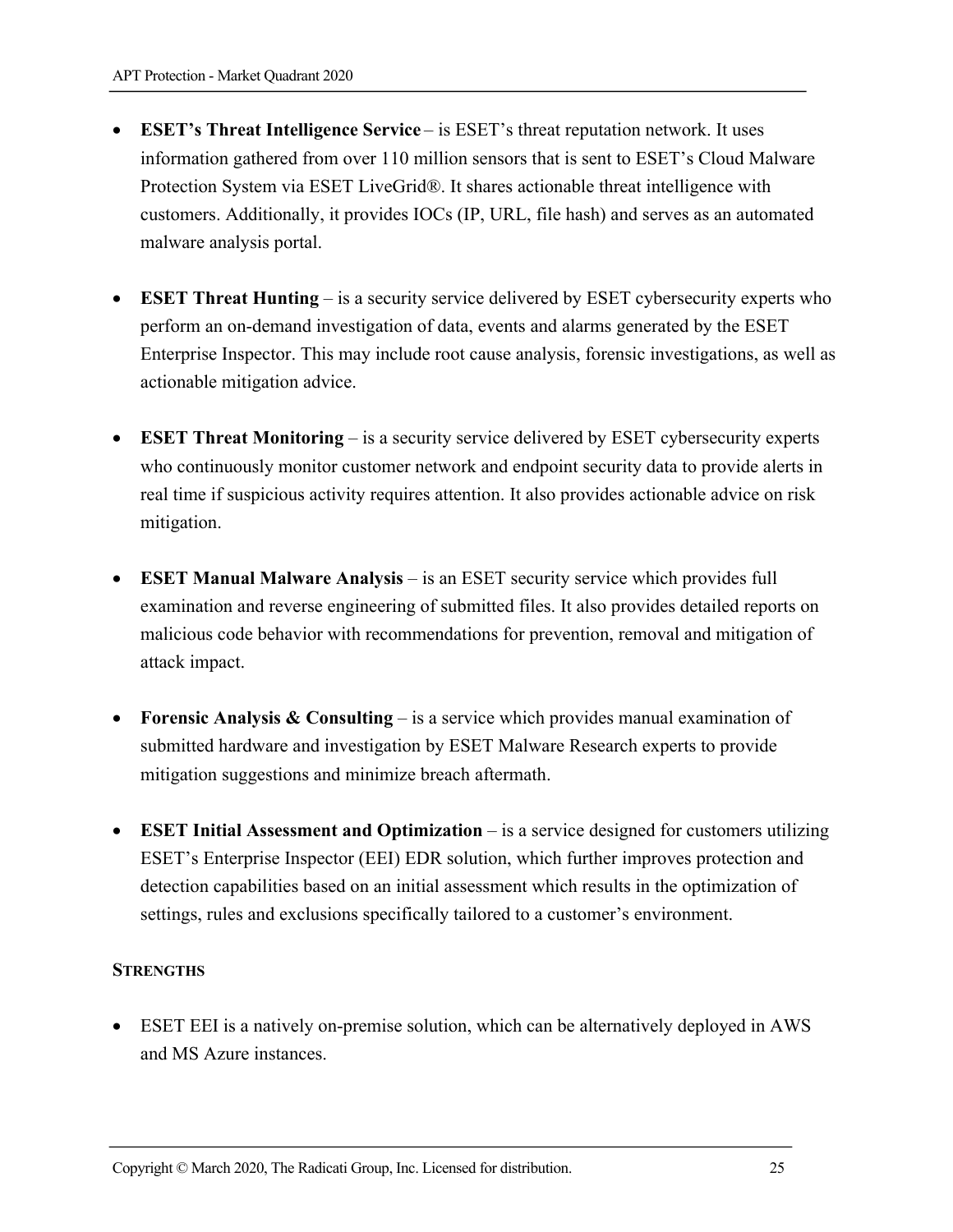- **ESET's Threat Intelligence Service** – is ESET's threat reputation network. It uses information gathered from over 110 million sensors that is sent to ESET's Cloud Malware Protection System via ESET LiveGrid®. It shares actionable threat intelligence with customers. Additionally, it provides IOCs (IP, URL, file hash) and serves as an automated malware analysis portal.

- **ESET Threat Hunting** – is a security service delivered by ESET cybersecurity experts who perform an on-demand investigation of data, events and alarms generated by the ESET Enterprise Inspector. This may include root cause analysis, forensic investigations, as well as actionable mitigation advice.

- **ESET Threat Monitoring** – is a security service delivered by ESET cybersecurity experts who continuously monitor customer network and endpoint security data to provide alerts in real time if suspicious activity requires attention. It also provides actionable advice on risk mitigation.

- **ESET Manual Malware Analysis** – is an ESET security service which provides full examination and reverse engineering of submitted files. It also provides detailed reports on malicious code behavior with recommendations for prevention, removal and mitigation of attack impact.

- **Forensic Analysis & Consulting** – is a service which provides manual examination of submitted hardware and investigation by ESET Malware Research experts to provide mitigation suggestions and minimize breach aftermath.

- **ESET Initial Assessment and Optimization** – is a service designed for customers utilizing ESET's Enterprise Inspector (EEI) EDR solution, which further improves protection and detection capabilities based on an initial assessment which results in the optimization of settings, rules and exclusions specifically tailored to a customer's environment.

**STRENGTHS**

- ESET EEI is a natively on-premise solution, which can be alternatively deployed in AWS and MS Azure instances.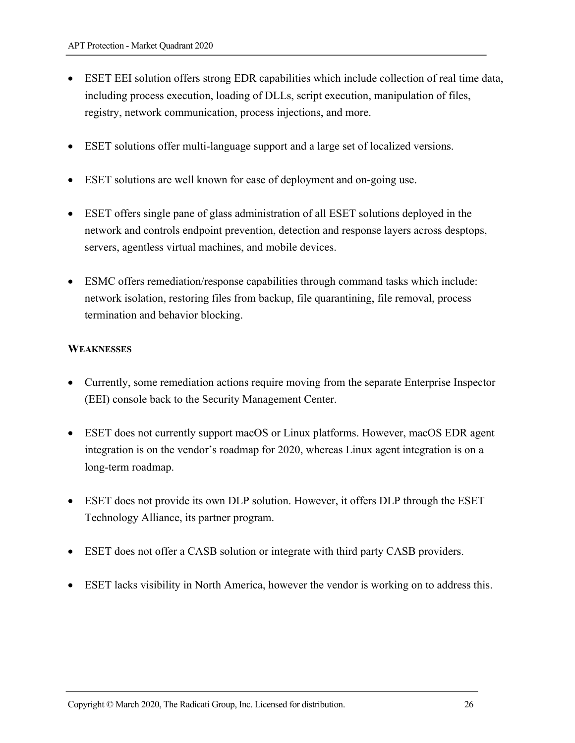- ESET EEI solution offers strong EDR capabilities which include collection of real time data, including process execution, loading of DLLs, script execution, manipulation of files, registry, network communication, process injections, and more.

- ESET solutions offer multi-language support and a large set of localized versions.

- ESET solutions are well known for ease of deployment and on-going use.

- ESET offers single pane of glass administration of all ESET solutions deployed in the network and controls endpoint prevention, detection and response layers across desptops, servers, agentless virtual machines, and mobile devices.

- ESMC offers remediation/response capabilities through command tasks which include: network isolation, restoring files from backup, file quarantining, file removal, process termination and behavior blocking.

**WEAKNESSES**

- Currently, some remediation actions require moving from the separate Enterprise Inspector (EEI) console back to the Security Management Center.

- ESET does not currently support macOS or Linux platforms. However, macOS EDR agent integration is on the vendor's roadmap for 2020, whereas Linux agent integration is on a long-term roadmap.

- ESET does not provide its own DLP solution. However, it offers DLP through the ESET Technology Alliance, its partner program.

- ESET does not offer a CASB solution or integrate with third party CASB providers.

- ESET lacks visibility in North America, however the vendor is working on to address this.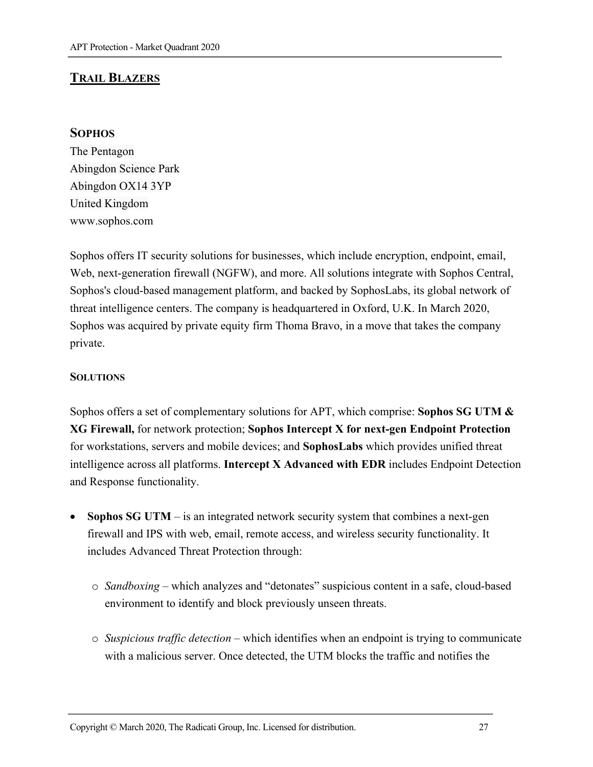## TRAIL BLAZERS

### SOPHOS

The Pentagon
Abingdon Science Park
Abingdon OX14 3YP
United Kingdom
www.sophos.com

Sophos offers IT security solutions for businesses, which include encryption, endpoint, email, Web, next-generation firewall (NGFW), and more. All solutions integrate with Sophos Central, Sophos's cloud-based management platform, and backed by SophosLabs, its global network of threat intelligence centers. The company is headquartered in Oxford, U.K. In March 2020, Sophos was acquired by private equity firm Thoma Bravo, in a move that takes the company private.

#### SOLUTIONS

Sophos offers a set of complementary solutions for APT, which comprise: **Sophos SG UTM & XG Firewall,** for network protection; **Sophos Intercept X for next-gen Endpoint Protection** for workstations, servers and mobile devices; and **SophosLabs** which provides unified threat intelligence across all platforms. **Intercept X Advanced with EDR** includes Endpoint Detection and Response functionality.

- **Sophos SG UTM** – is an integrated network security system that combines a next-gen firewall and IPS with web, email, remote access, and wireless security functionality. It includes Advanced Threat Protection through:
  - *Sandboxing* – which analyzes and "detonates" suspicious content in a safe, cloud-based environment to identify and block previously unseen threats.
  - *Suspicious traffic detection* – which identifies when an endpoint is trying to communicate with a malicious server. Once detected, the UTM blocks the traffic and notifies the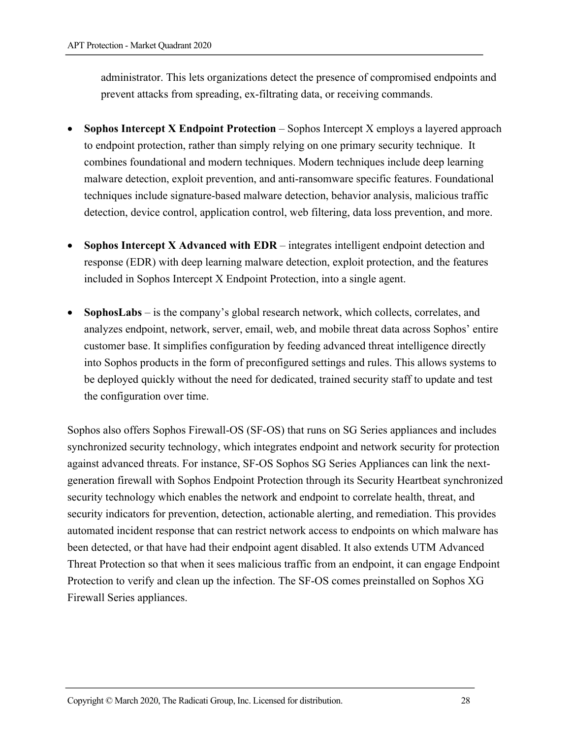administrator. This lets organizations detect the presence of compromised endpoints and prevent attacks from spreading, ex-filtrating data, or receiving commands.

- **Sophos Intercept X Endpoint Protection** – Sophos Intercept X employs a layered approach to endpoint protection, rather than simply relying on one primary security technique. It combines foundational and modern techniques. Modern techniques include deep learning malware detection, exploit prevention, and anti-ransomware specific features. Foundational techniques include signature-based malware detection, behavior analysis, malicious traffic detection, device control, application control, web filtering, data loss prevention, and more.

- **Sophos Intercept X Advanced with EDR** – integrates intelligent endpoint detection and response (EDR) with deep learning malware detection, exploit protection, and the features included in Sophos Intercept X Endpoint Protection, into a single agent.

- **SophosLabs** – is the company's global research network, which collects, correlates, and analyzes endpoint, network, server, email, web, and mobile threat data across Sophos' entire customer base. It simplifies configuration by feeding advanced threat intelligence directly into Sophos products in the form of preconfigured settings and rules. This allows systems to be deployed quickly without the need for dedicated, trained security staff to update and test the configuration over time.

Sophos also offers Sophos Firewall-OS (SF-OS) that runs on SG Series appliances and includes synchronized security technology, which integrates endpoint and network security for protection against advanced threats. For instance, SF-OS Sophos SG Series Appliances can link the next-generation firewall with Sophos Endpoint Protection through its Security Heartbeat synchronized security technology which enables the network and endpoint to correlate health, threat, and security indicators for prevention, detection, actionable alerting, and remediation. This provides automated incident response that can restrict network access to endpoints on which malware has been detected, or that have had their endpoint agent disabled. It also extends UTM Advanced Threat Protection so that when it sees malicious traffic from an endpoint, it can engage Endpoint Protection to verify and clean up the infection. The SF-OS comes preinstalled on Sophos XG Firewall Series appliances.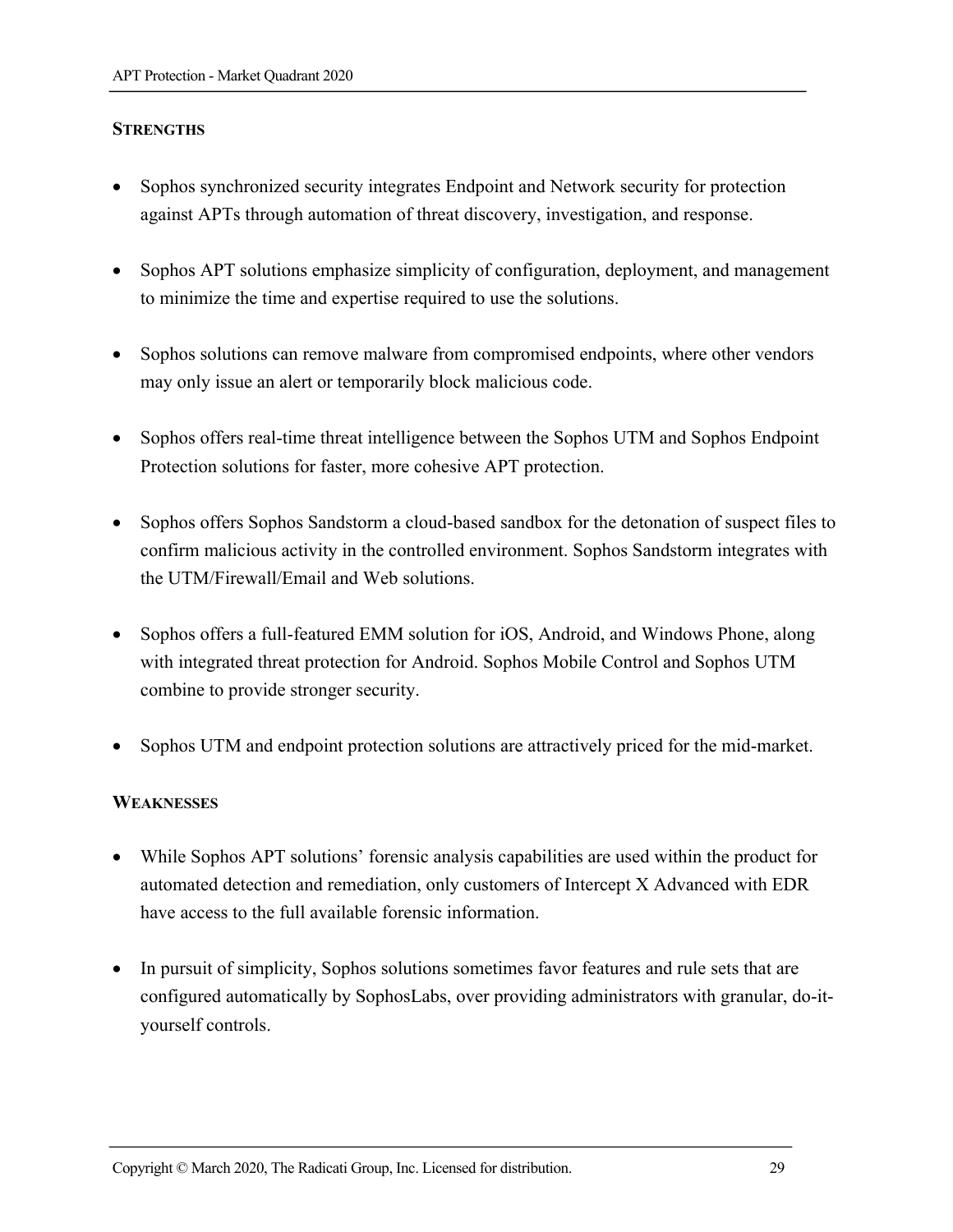### STRENGTHS

- Sophos synchronized security integrates Endpoint and Network security for protection against APTs through automation of threat discovery, investigation, and response.
- Sophos APT solutions emphasize simplicity of configuration, deployment, and management to minimize the time and expertise required to use the solutions.
- Sophos solutions can remove malware from compromised endpoints, where other vendors may only issue an alert or temporarily block malicious code.
- Sophos offers real-time threat intelligence between the Sophos UTM and Sophos Endpoint Protection solutions for faster, more cohesive APT protection.
- Sophos offers Sophos Sandstorm a cloud-based sandbox for the detonation of suspect files to confirm malicious activity in the controlled environment. Sophos Sandstorm integrates with the UTM/Firewall/Email and Web solutions.
- Sophos offers a full-featured EMM solution for iOS, Android, and Windows Phone, along with integrated threat protection for Android. Sophos Mobile Control and Sophos UTM combine to provide stronger security.
- Sophos UTM and endpoint protection solutions are attractively priced for the mid-market.

### WEAKNESSES

- While Sophos APT solutions' forensic analysis capabilities are used within the product for automated detection and remediation, only customers of Intercept X Advanced with EDR have access to the full available forensic information.
- In pursuit of simplicity, Sophos solutions sometimes favor features and rule sets that are configured automatically by SophosLabs, over providing administrators with granular, do-it-yourself controls.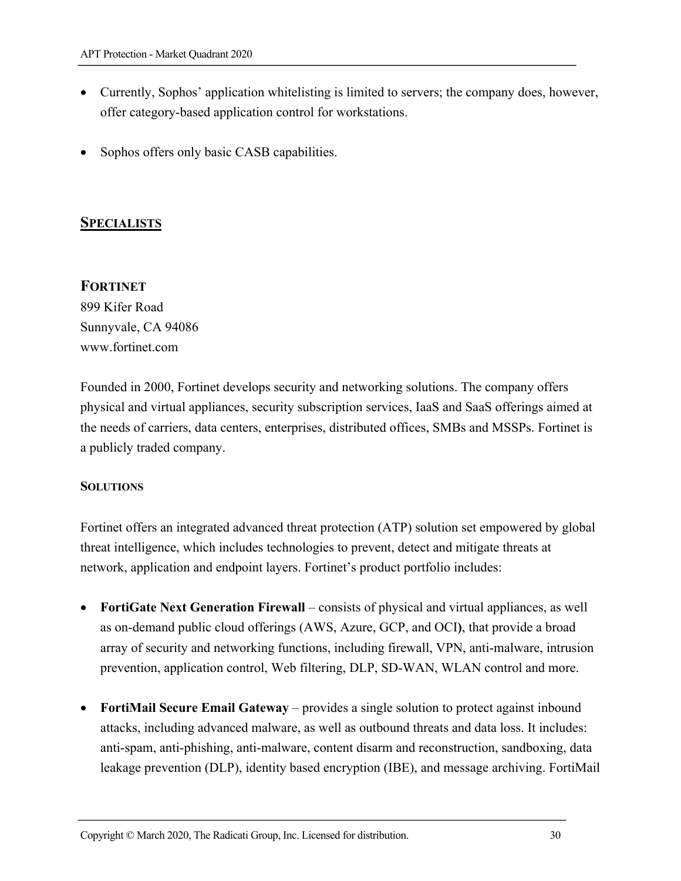- Currently, Sophos' application whitelisting is limited to servers; the company does, however, offer category-based application control for workstations.
- Sophos offers only basic CASB capabilities.

## SPECIALISTS

### FORTINET

899 Kifer Road
Sunnyvale, CA 94086
www.fortinet.com

Founded in 2000, Fortinet develops security and networking solutions. The company offers physical and virtual appliances, security subscription services, IaaS and SaaS offerings aimed at the needs of carriers, data centers, enterprises, distributed offices, SMBs and MSSPs. Fortinet is a publicly traded company.

#### SOLUTIONS

Fortinet offers an integrated advanced threat protection (ATP) solution set empowered by global threat intelligence, which includes technologies to prevent, detect and mitigate threats at network, application and endpoint layers. Fortinet's product portfolio includes:

- **FortiGate Next Generation Firewall** – consists of physical and virtual appliances, as well as on-demand public cloud offerings (AWS, Azure, GCP, and OCI**)**, that provide a broad array of security and networking functions, including firewall, VPN, anti-malware, intrusion prevention, application control, Web filtering, DLP, SD-WAN, WLAN control and more.
- **FortiMail Secure Email Gateway** – provides a single solution to protect against inbound attacks, including advanced malware, as well as outbound threats and data loss. It includes: anti-spam, anti-phishing, anti-malware, content disarm and reconstruction, sandboxing, data leakage prevention (DLP), identity based encryption (IBE), and message archiving. FortiMail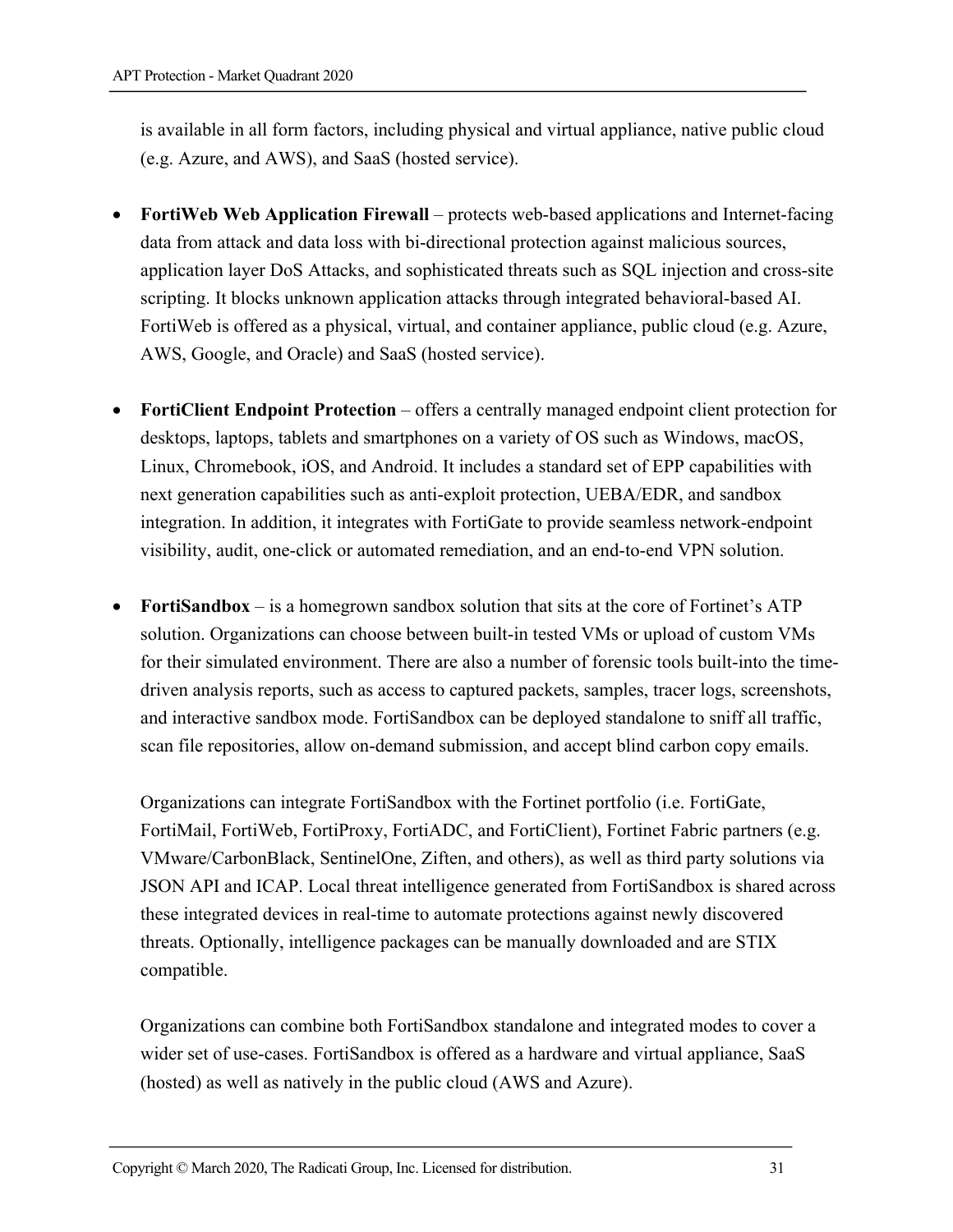is available in all form factors, including physical and virtual appliance, native public cloud (e.g. Azure, and AWS), and SaaS (hosted service).

- **FortiWeb Web Application Firewall** – protects web-based applications and Internet-facing data from attack and data loss with bi-directional protection against malicious sources, application layer DoS Attacks, and sophisticated threats such as SQL injection and cross-site scripting. It blocks unknown application attacks through integrated behavioral-based AI. FortiWeb is offered as a physical, virtual, and container appliance, public cloud (e.g. Azure, AWS, Google, and Oracle) and SaaS (hosted service).

- **FortiClient Endpoint Protection** – offers a centrally managed endpoint client protection for desktops, laptops, tablets and smartphones on a variety of OS such as Windows, macOS, Linux, Chromebook, iOS, and Android. It includes a standard set of EPP capabilities with next generation capabilities such as anti-exploit protection, UEBA/EDR, and sandbox integration. In addition, it integrates with FortiGate to provide seamless network-endpoint visibility, audit, one-click or automated remediation, and an end-to-end VPN solution.

- **FortiSandbox** – is a homegrown sandbox solution that sits at the core of Fortinet's ATP solution. Organizations can choose between built-in tested VMs or upload of custom VMs for their simulated environment. There are also a number of forensic tools built-into the time-driven analysis reports, such as access to captured packets, samples, tracer logs, screenshots, and interactive sandbox mode. FortiSandbox can be deployed standalone to sniff all traffic, scan file repositories, allow on-demand submission, and accept blind carbon copy emails.

  Organizations can integrate FortiSandbox with the Fortinet portfolio (i.e. FortiGate, FortiMail, FortiWeb, FortiProxy, FortiADC, and FortiClient), Fortinet Fabric partners (e.g. VMware/CarbonBlack, SentinelOne, Ziften, and others), as well as third party solutions via JSON API and ICAP. Local threat intelligence generated from FortiSandbox is shared across these integrated devices in real-time to automate protections against newly discovered threats. Optionally, intelligence packages can be manually downloaded and are STIX compatible.

  Organizations can combine both FortiSandbox standalone and integrated modes to cover a wider set of use-cases. FortiSandbox is offered as a hardware and virtual appliance, SaaS (hosted) as well as natively in the public cloud (AWS and Azure).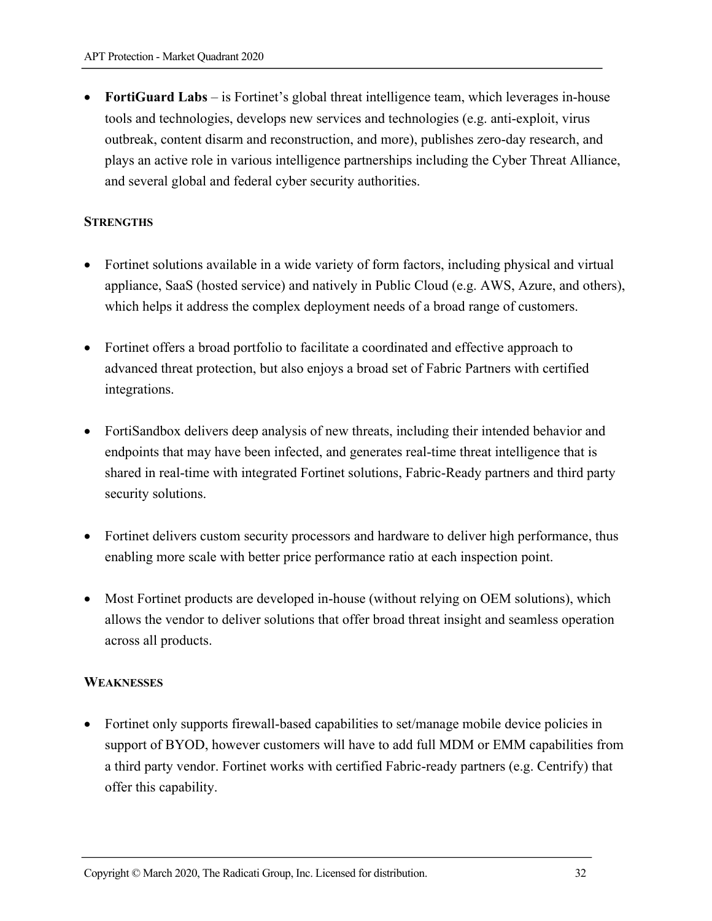- **FortiGuard Labs** – is Fortinet's global threat intelligence team, which leverages in-house tools and technologies, develops new services and technologies (e.g. anti-exploit, virus outbreak, content disarm and reconstruction, and more), publishes zero-day research, and plays an active role in various intelligence partnerships including the Cyber Threat Alliance, and several global and federal cyber security authorities.

**STRENGTHS**

- Fortinet solutions available in a wide variety of form factors, including physical and virtual appliance, SaaS (hosted service) and natively in Public Cloud (e.g. AWS, Azure, and others), which helps it address the complex deployment needs of a broad range of customers.

- Fortinet offers a broad portfolio to facilitate a coordinated and effective approach to advanced threat protection, but also enjoys a broad set of Fabric Partners with certified integrations.

- FortiSandbox delivers deep analysis of new threats, including their intended behavior and endpoints that may have been infected, and generates real-time threat intelligence that is shared in real-time with integrated Fortinet solutions, Fabric-Ready partners and third party security solutions.

- Fortinet delivers custom security processors and hardware to deliver high performance, thus enabling more scale with better price performance ratio at each inspection point.

- Most Fortinet products are developed in-house (without relying on OEM solutions), which allows the vendor to deliver solutions that offer broad threat insight and seamless operation across all products.

**WEAKNESSES**

- Fortinet only supports firewall-based capabilities to set/manage mobile device policies in support of BYOD, however customers will have to add full MDM or EMM capabilities from a third party vendor. Fortinet works with certified Fabric-ready partners (e.g. Centrify) that offer this capability.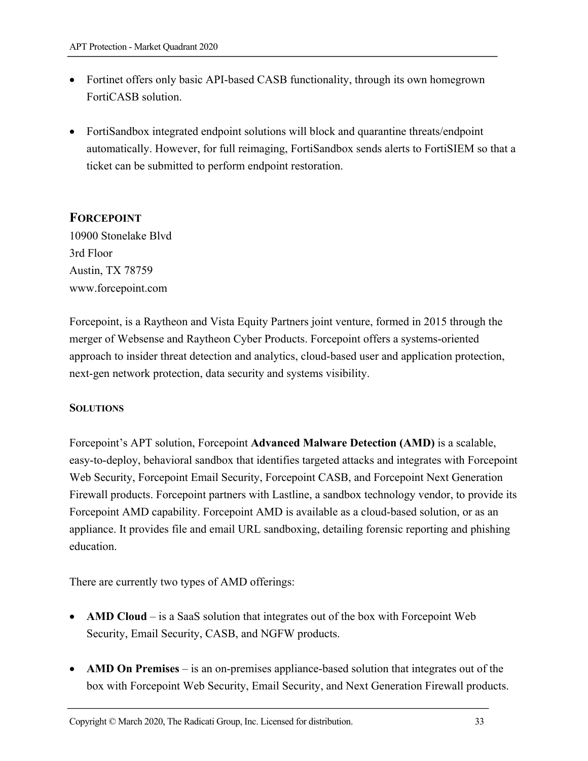- Fortinet offers only basic API-based CASB functionality, through its own homegrown FortiCASB solution.

- FortiSandbox integrated endpoint solutions will block and quarantine threats/endpoint automatically. However, for full reimaging, FortiSandbox sends alerts to FortiSIEM so that a ticket can be submitted to perform endpoint restoration.

## FORCEPOINT

10900 Stonelake Blvd
3rd Floor
Austin, TX 78759
www.forcepoint.com

Forcepoint, is a Raytheon and Vista Equity Partners joint venture, formed in 2015 through the merger of Websense and Raytheon Cyber Products. Forcepoint offers a systems-oriented approach to insider threat detection and analytics, cloud-based user and application protection, next-gen network protection, data security and systems visibility.

### SOLUTIONS

Forcepoint's APT solution, Forcepoint **Advanced Malware Detection (AMD)** is a scalable, easy-to-deploy, behavioral sandbox that identifies targeted attacks and integrates with Forcepoint Web Security, Forcepoint Email Security, Forcepoint CASB, and Forcepoint Next Generation Firewall products. Forcepoint partners with Lastline, a sandbox technology vendor, to provide its Forcepoint AMD capability. Forcepoint AMD is available as a cloud-based solution, or as an appliance. It provides file and email URL sandboxing, detailing forensic reporting and phishing education.

There are currently two types of AMD offerings:

- **AMD Cloud** – is a SaaS solution that integrates out of the box with Forcepoint Web Security, Email Security, CASB, and NGFW products.

- **AMD On Premises** – is an on-premises appliance-based solution that integrates out of the box with Forcepoint Web Security, Email Security, and Next Generation Firewall products.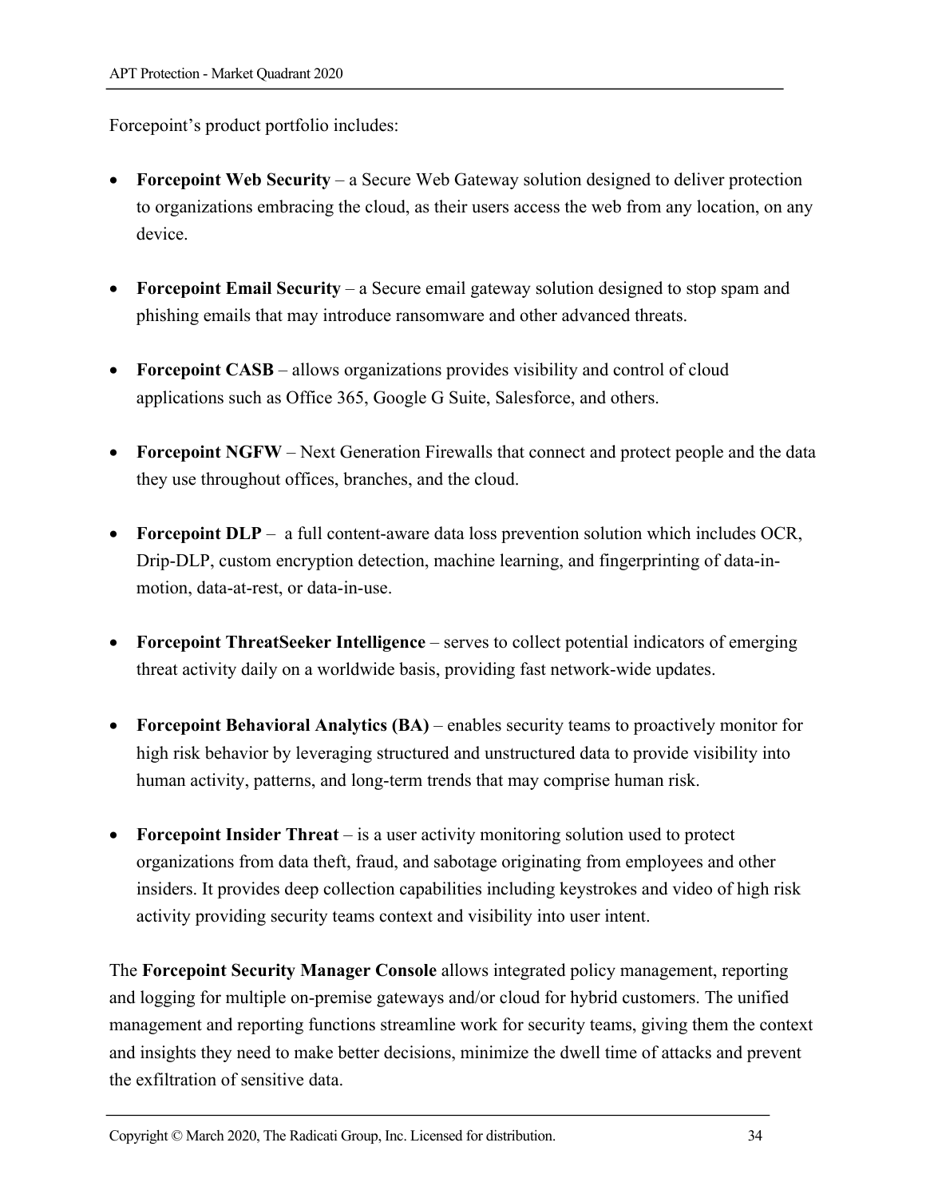Forcepoint's product portfolio includes:

- **Forcepoint Web Security** – a Secure Web Gateway solution designed to deliver protection to organizations embracing the cloud, as their users access the web from any location, on any device.

- **Forcepoint Email Security** – a Secure email gateway solution designed to stop spam and phishing emails that may introduce ransomware and other advanced threats.

- **Forcepoint CASB** – allows organizations provides visibility and control of cloud applications such as Office 365, Google G Suite, Salesforce, and others.

- **Forcepoint NGFW** – Next Generation Firewalls that connect and protect people and the data they use throughout offices, branches, and the cloud.

- **Forcepoint DLP** – a full content-aware data loss prevention solution which includes OCR, Drip-DLP, custom encryption detection, machine learning, and fingerprinting of data-in-motion, data-at-rest, or data-in-use.

- **Forcepoint ThreatSeeker Intelligence** – serves to collect potential indicators of emerging threat activity daily on a worldwide basis, providing fast network-wide updates.

- **Forcepoint Behavioral Analytics (BA)** – enables security teams to proactively monitor for high risk behavior by leveraging structured and unstructured data to provide visibility into human activity, patterns, and long-term trends that may comprise human risk.

- **Forcepoint Insider Threat** – is a user activity monitoring solution used to protect organizations from data theft, fraud, and sabotage originating from employees and other insiders. It provides deep collection capabilities including keystrokes and video of high risk activity providing security teams context and visibility into user intent.

The **Forcepoint Security Manager Console** allows integrated policy management, reporting and logging for multiple on-premise gateways and/or cloud for hybrid customers. The unified management and reporting functions streamline work for security teams, giving them the context and insights they need to make better decisions, minimize the dwell time of attacks and prevent the exfiltration of sensitive data.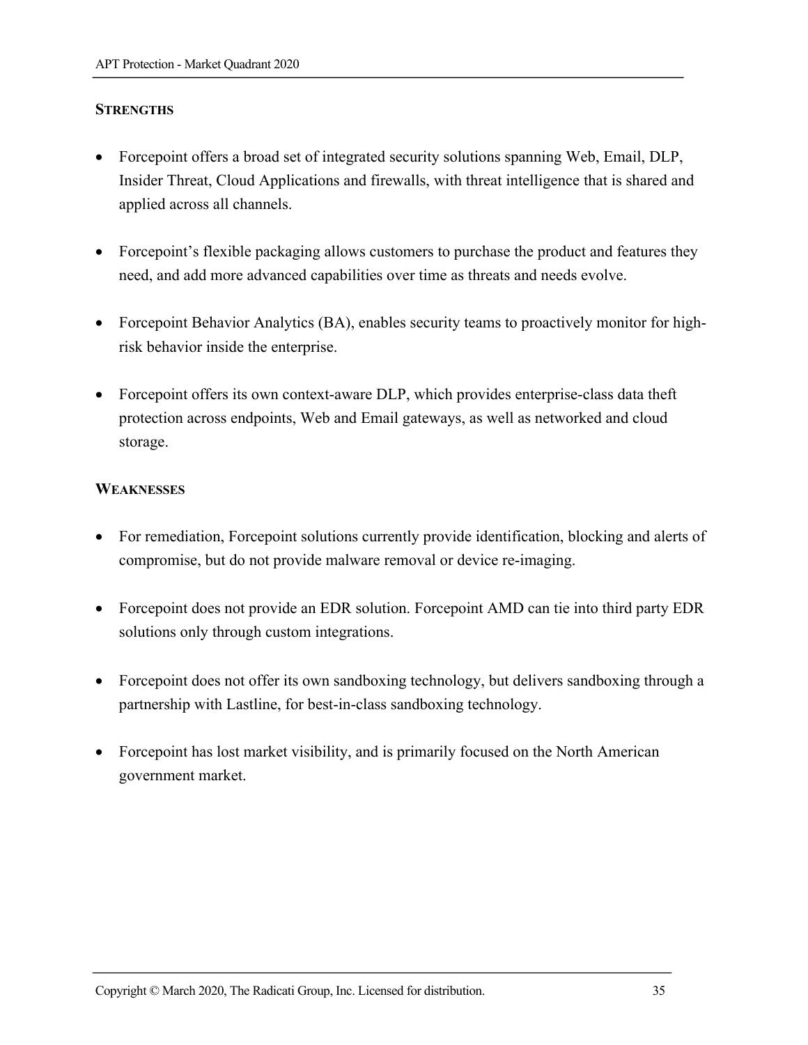**STRENGTHS**

- Forcepoint offers a broad set of integrated security solutions spanning Web, Email, DLP, Insider Threat, Cloud Applications and firewalls, with threat intelligence that is shared and applied across all channels.
- Forcepoint's flexible packaging allows customers to purchase the product and features they need, and add more advanced capabilities over time as threats and needs evolve.
- Forcepoint Behavior Analytics (BA), enables security teams to proactively monitor for high-risk behavior inside the enterprise.
- Forcepoint offers its own context-aware DLP, which provides enterprise-class data theft protection across endpoints, Web and Email gateways, as well as networked and cloud storage.

**WEAKNESSES**

- For remediation, Forcepoint solutions currently provide identification, blocking and alerts of compromise, but do not provide malware removal or device re-imaging.
- Forcepoint does not provide an EDR solution. Forcepoint AMD can tie into third party EDR solutions only through custom integrations.
- Forcepoint does not offer its own sandboxing technology, but delivers sandboxing through a partnership with Lastline, for best-in-class sandboxing technology.
- Forcepoint has lost market visibility, and is primarily focused on the North American government market.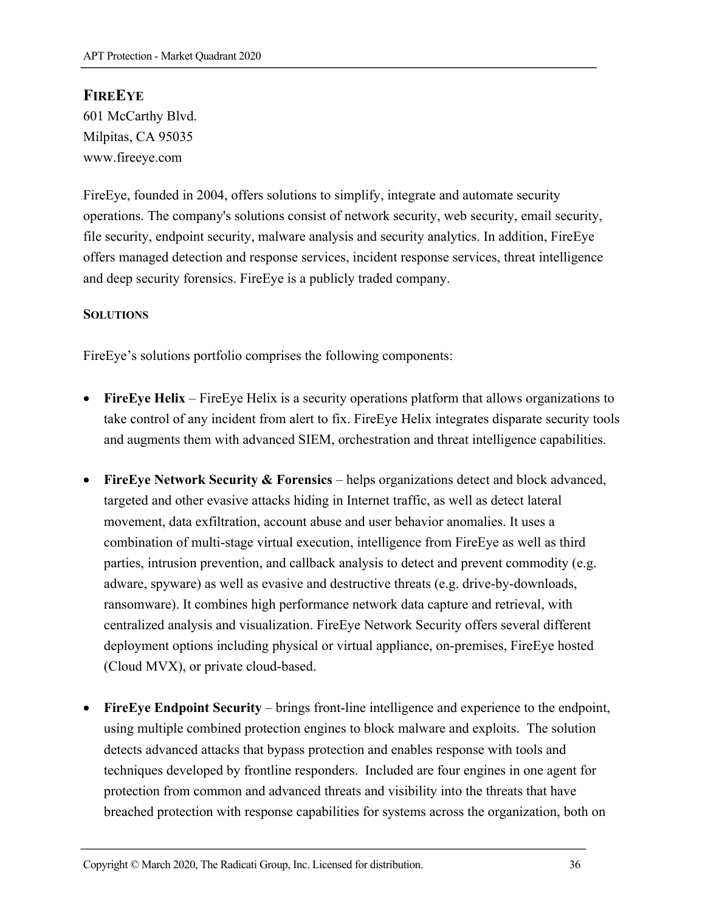## FIREEYE

601 McCarthy Blvd.
Milpitas, CA 95035
www.fireeye.com

FireEye, founded in 2004, offers solutions to simplify, integrate and automate security operations. The company's solutions consist of network security, web security, email security, file security, endpoint security, malware analysis and security analytics. In addition, FireEye offers managed detection and response services, incident response services, threat intelligence and deep security forensics. FireEye is a publicly traded company.

### SOLUTIONS

FireEye's solutions portfolio comprises the following components:

- **FireEye Helix** – FireEye Helix is a security operations platform that allows organizations to take control of any incident from alert to fix. FireEye Helix integrates disparate security tools and augments them with advanced SIEM, orchestration and threat intelligence capabilities.

- **FireEye Network Security & Forensics** – helps organizations detect and block advanced, targeted and other evasive attacks hiding in Internet traffic, as well as detect lateral movement, data exfiltration, account abuse and user behavior anomalies. It uses a combination of multi-stage virtual execution, intelligence from FireEye as well as third parties, intrusion prevention, and callback analysis to detect and prevent commodity (e.g. adware, spyware) as well as evasive and destructive threats (e.g. drive-by-downloads, ransomware). It combines high performance network data capture and retrieval, with centralized analysis and visualization. FireEye Network Security offers several different deployment options including physical or virtual appliance, on-premises, FireEye hosted (Cloud MVX), or private cloud-based.

- **FireEye Endpoint Security** – brings front-line intelligence and experience to the endpoint, using multiple combined protection engines to block malware and exploits. The solution detects advanced attacks that bypass protection and enables response with tools and techniques developed by frontline responders. Included are four engines in one agent for protection from common and advanced threats and visibility into the threats that have breached protection with response capabilities for systems across the organization, both on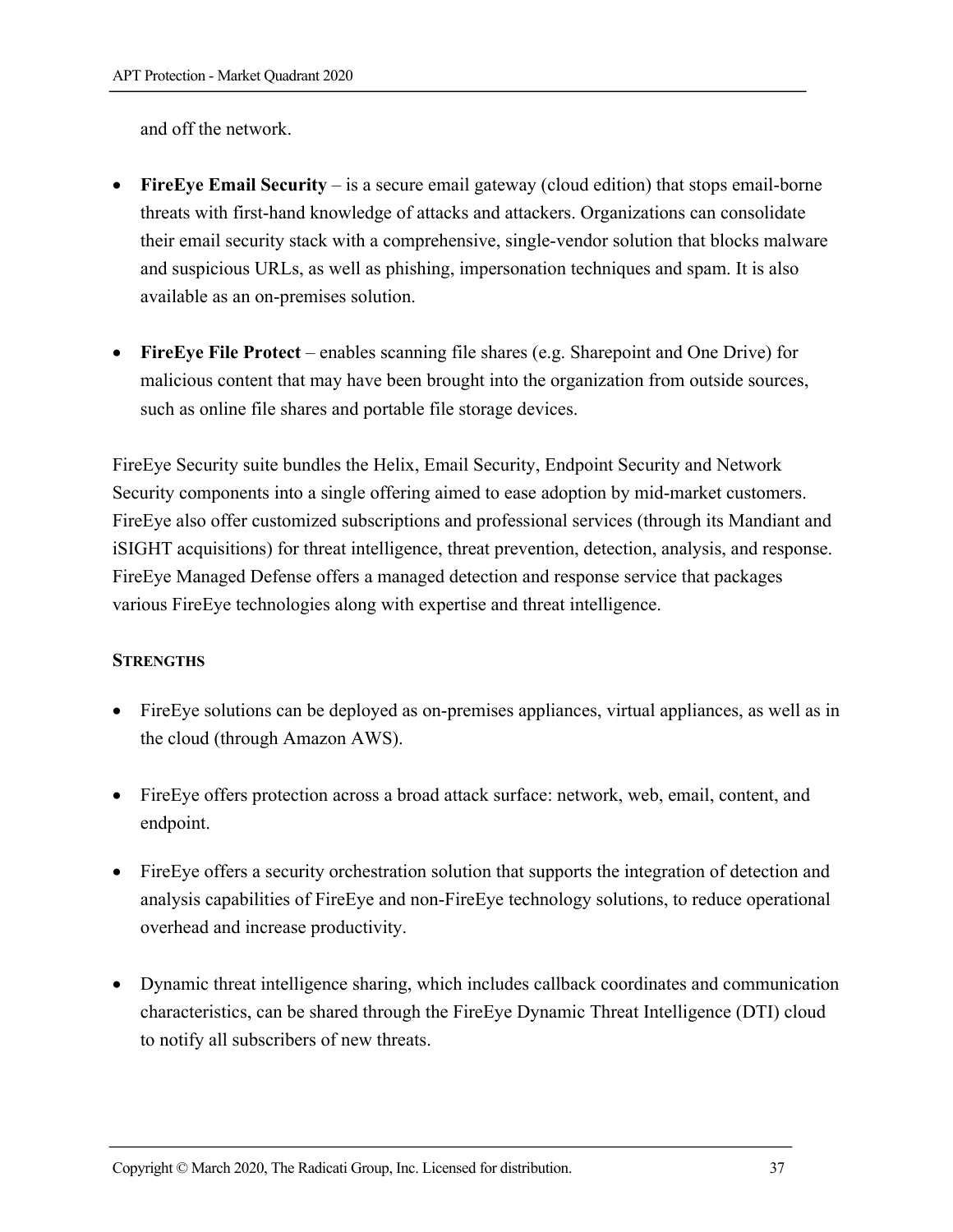and off the network.

- **FireEye Email Security** – is a secure email gateway (cloud edition) that stops email-borne threats with first-hand knowledge of attacks and attackers. Organizations can consolidate their email security stack with a comprehensive, single-vendor solution that blocks malware and suspicious URLs, as well as phishing, impersonation techniques and spam. It is also available as an on-premises solution.

- **FireEye File Protect** – enables scanning file shares (e.g. Sharepoint and One Drive) for malicious content that may have been brought into the organization from outside sources, such as online file shares and portable file storage devices.

FireEye Security suite bundles the Helix, Email Security, Endpoint Security and Network Security components into a single offering aimed to ease adoption by mid-market customers. FireEye also offer customized subscriptions and professional services (through its Mandiant and iSIGHT acquisitions) for threat intelligence, threat prevention, detection, analysis, and response. FireEye Managed Defense offers a managed detection and response service that packages various FireEye technologies along with expertise and threat intelligence.

**STRENGTHS**

- FireEye solutions can be deployed as on-premises appliances, virtual appliances, as well as in the cloud (through Amazon AWS).

- FireEye offers protection across a broad attack surface: network, web, email, content, and endpoint.

- FireEye offers a security orchestration solution that supports the integration of detection and analysis capabilities of FireEye and non-FireEye technology solutions, to reduce operational overhead and increase productivity.

- Dynamic threat intelligence sharing, which includes callback coordinates and communication characteristics, can be shared through the FireEye Dynamic Threat Intelligence (DTI) cloud to notify all subscribers of new threats.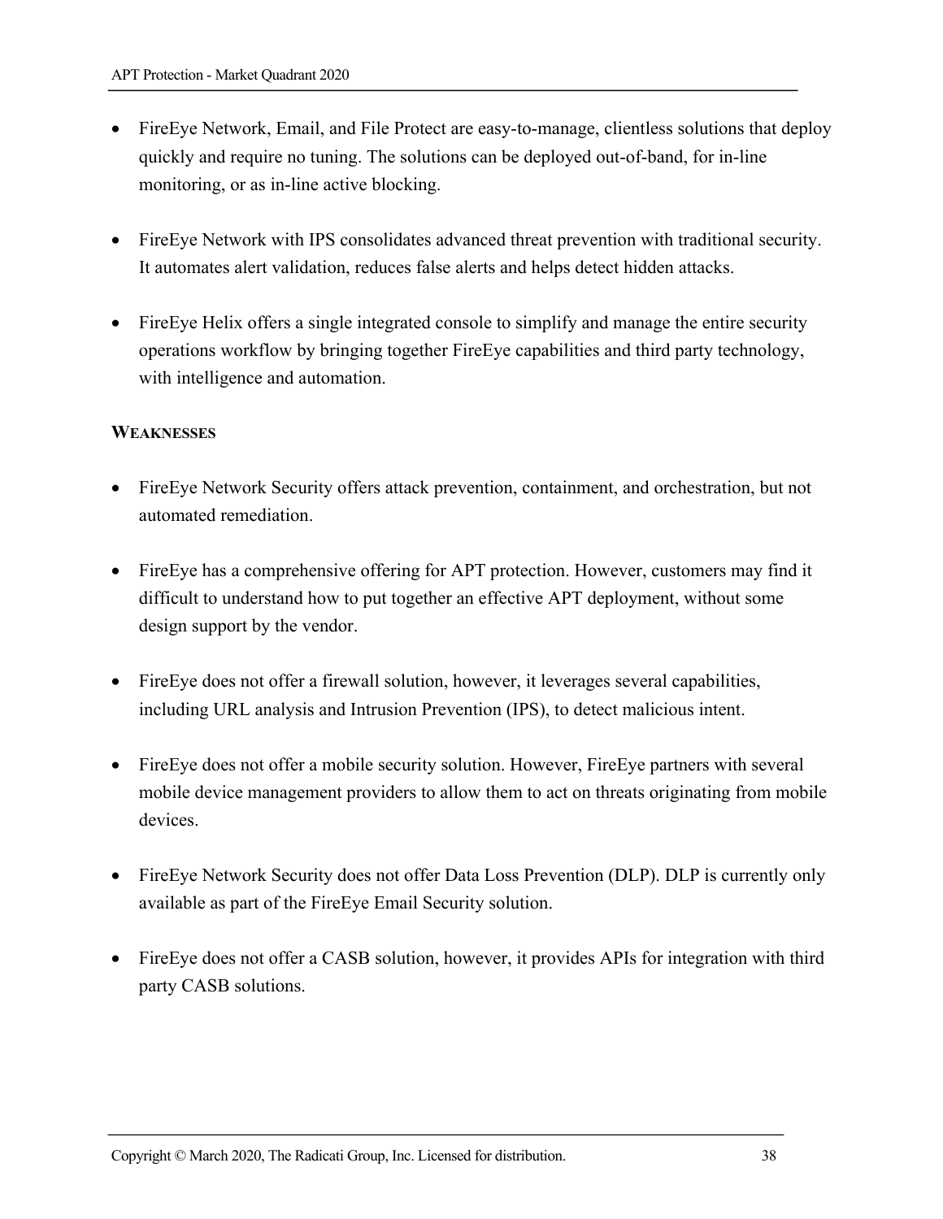- FireEye Network, Email, and File Protect are easy-to-manage, clientless solutions that deploy quickly and require no tuning. The solutions can be deployed out-of-band, for in-line monitoring, or as in-line active blocking.

- FireEye Network with IPS consolidates advanced threat prevention with traditional security. It automates alert validation, reduces false alerts and helps detect hidden attacks.

- FireEye Helix offers a single integrated console to simplify and manage the entire security operations workflow by bringing together FireEye capabilities and third party technology, with intelligence and automation.

**WEAKNESSES**

- FireEye Network Security offers attack prevention, containment, and orchestration, but not automated remediation.

- FireEye has a comprehensive offering for APT protection. However, customers may find it difficult to understand how to put together an effective APT deployment, without some design support by the vendor.

- FireEye does not offer a firewall solution, however, it leverages several capabilities, including URL analysis and Intrusion Prevention (IPS), to detect malicious intent.

- FireEye does not offer a mobile security solution. However, FireEye partners with several mobile device management providers to allow them to act on threats originating from mobile devices.

- FireEye Network Security does not offer Data Loss Prevention (DLP). DLP is currently only available as part of the FireEye Email Security solution.

- FireEye does not offer a CASB solution, however, it provides APIs for integration with third party CASB solutions.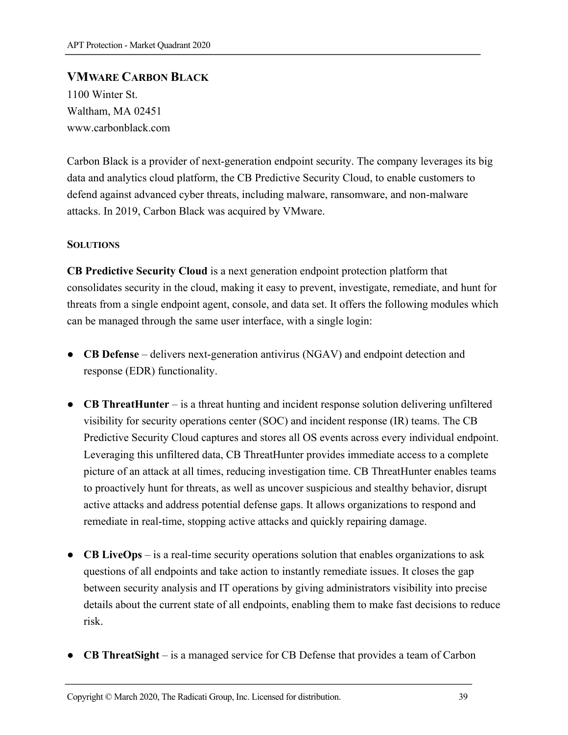## VMWARE CARBON BLACK

1100 Winter St.
Waltham, MA 02451
www.carbonblack.com

Carbon Black is a provider of next-generation endpoint security. The company leverages its big data and analytics cloud platform, the CB Predictive Security Cloud, to enable customers to defend against advanced cyber threats, including malware, ransomware, and non-malware attacks. In 2019, Carbon Black was acquired by VMware.

### SOLUTIONS

**CB Predictive Security Cloud** is a next generation endpoint protection platform that consolidates security in the cloud, making it easy to prevent, investigate, remediate, and hunt for threats from a single endpoint agent, console, and data set. It offers the following modules which can be managed through the same user interface, with a single login:

- **CB Defense** – delivers next-generation antivirus (NGAV) and endpoint detection and response (EDR) functionality.

- **CB ThreatHunter** – is a threat hunting and incident response solution delivering unfiltered visibility for security operations center (SOC) and incident response (IR) teams. The CB Predictive Security Cloud captures and stores all OS events across every individual endpoint. Leveraging this unfiltered data, CB ThreatHunter provides immediate access to a complete picture of an attack at all times, reducing investigation time. CB ThreatHunter enables teams to proactively hunt for threats, as well as uncover suspicious and stealthy behavior, disrupt active attacks and address potential defense gaps. It allows organizations to respond and remediate in real-time, stopping active attacks and quickly repairing damage.

- **CB LiveOps** – is a real-time security operations solution that enables organizations to ask questions of all endpoints and take action to instantly remediate issues. It closes the gap between security analysis and IT operations by giving administrators visibility into precise details about the current state of all endpoints, enabling them to make fast decisions to reduce risk.

- **CB ThreatSight** – is a managed service for CB Defense that provides a team of Carbon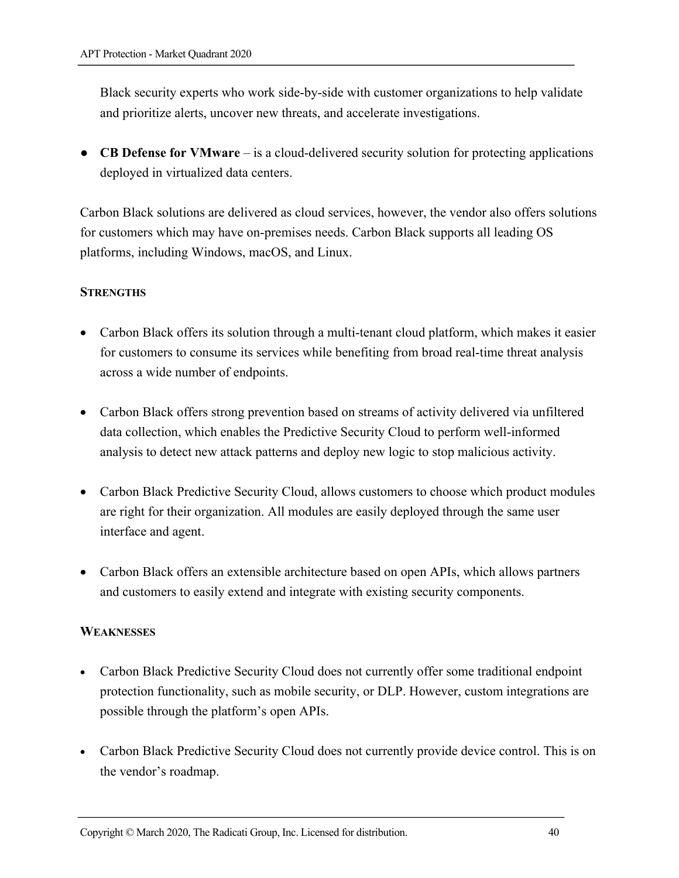Black security experts who work side-by-side with customer organizations to help validate and prioritize alerts, uncover new threats, and accelerate investigations.

- **CB Defense for VMware** – is a cloud-delivered security solution for protecting applications deployed in virtualized data centers.

Carbon Black solutions are delivered as cloud services, however, the vendor also offers solutions for customers which may have on-premises needs. Carbon Black supports all leading OS platforms, including Windows, macOS, and Linux.

**STRENGTHS**

- Carbon Black offers its solution through a multi-tenant cloud platform, which makes it easier for customers to consume its services while benefiting from broad real-time threat analysis across a wide number of endpoints.
- Carbon Black offers strong prevention based on streams of activity delivered via unfiltered data collection, which enables the Predictive Security Cloud to perform well-informed analysis to detect new attack patterns and deploy new logic to stop malicious activity.
- Carbon Black Predictive Security Cloud, allows customers to choose which product modules are right for their organization. All modules are easily deployed through the same user interface and agent.
- Carbon Black offers an extensible architecture based on open APIs, which allows partners and customers to easily extend and integrate with existing security components.

**WEAKNESSES**

- Carbon Black Predictive Security Cloud does not currently offer some traditional endpoint protection functionality, such as mobile security, or DLP. However, custom integrations are possible through the platform's open APIs.
- Carbon Black Predictive Security Cloud does not currently provide device control. This is on the vendor's roadmap.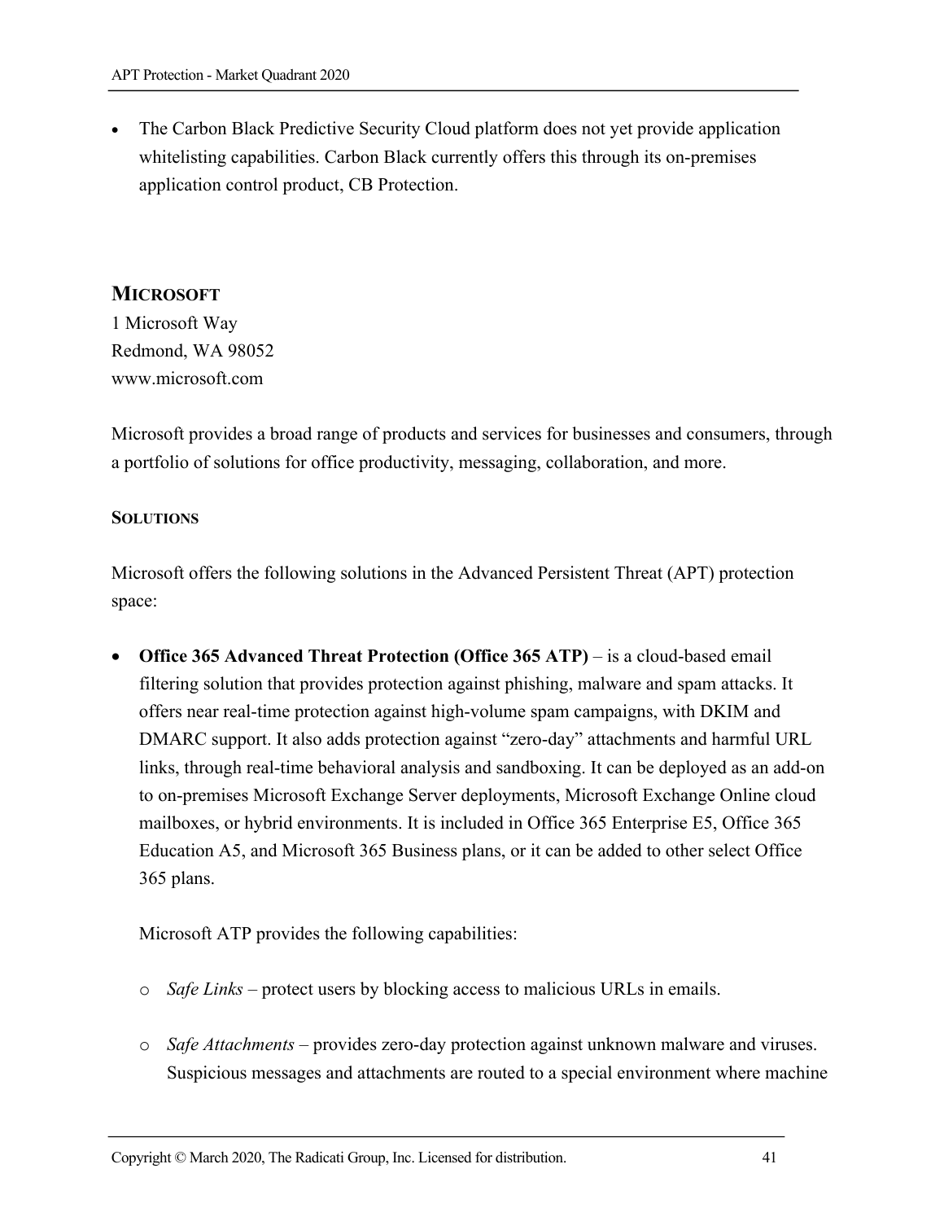- The Carbon Black Predictive Security Cloud platform does not yet provide application whitelisting capabilities. Carbon Black currently offers this through its on-premises application control product, CB Protection.

## MICROSOFT

1 Microsoft Way
Redmond, WA 98052
www.microsoft.com

Microsoft provides a broad range of products and services for businesses and consumers, through a portfolio of solutions for office productivity, messaging, collaboration, and more.

### SOLUTIONS

Microsoft offers the following solutions in the Advanced Persistent Threat (APT) protection space:

- **Office 365 Advanced Threat Protection (Office 365 ATP)** – is a cloud-based email filtering solution that provides protection against phishing, malware and spam attacks. It offers near real-time protection against high-volume spam campaigns, with DKIM and DMARC support. It also adds protection against "zero-day" attachments and harmful URL links, through real-time behavioral analysis and sandboxing. It can be deployed as an add-on to on-premises Microsoft Exchange Server deployments, Microsoft Exchange Online cloud mailboxes, or hybrid environments. It is included in Office 365 Enterprise E5, Office 365 Education A5, and Microsoft 365 Business plans, or it can be added to other select Office 365 plans.

  Microsoft ATP provides the following capabilities:

  - *Safe Links* – protect users by blocking access to malicious URLs in emails.
  - *Safe Attachments* – provides zero-day protection against unknown malware and viruses. Suspicious messages and attachments are routed to a special environment where machine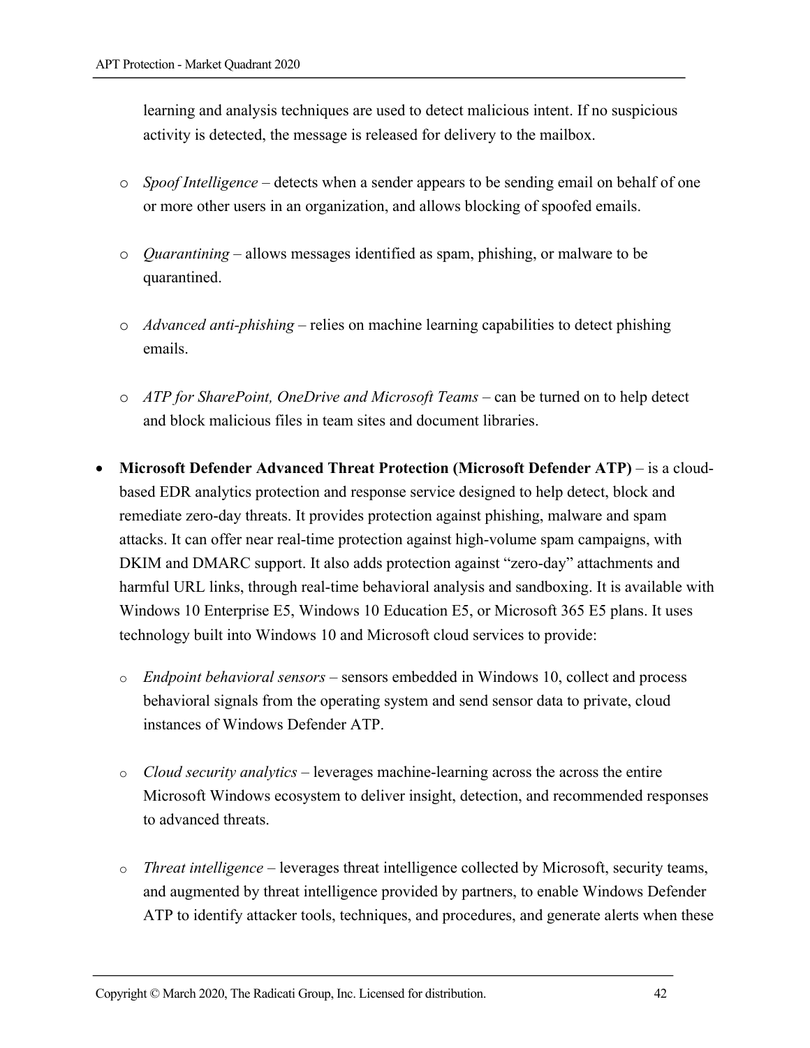learning and analysis techniques are used to detect malicious intent. If no suspicious activity is detected, the message is released for delivery to the mailbox.

- *Spoof Intelligence* – detects when a sender appears to be sending email on behalf of one or more other users in an organization, and allows blocking of spoofed emails.

- *Quarantining* – allows messages identified as spam, phishing, or malware to be quarantined.

- *Advanced anti-phishing* – relies on machine learning capabilities to detect phishing emails.

- *ATP for SharePoint, OneDrive and Microsoft Teams* – can be turned on to help detect and block malicious files in team sites and document libraries.

- **Microsoft Defender Advanced Threat Protection (Microsoft Defender ATP)** – is a cloud-based EDR analytics protection and response service designed to help detect, block and remediate zero-day threats. It provides protection against phishing, malware and spam attacks. It can offer near real-time protection against high-volume spam campaigns, with DKIM and DMARC support. It also adds protection against "zero-day" attachments and harmful URL links, through real-time behavioral analysis and sandboxing. It is available with Windows 10 Enterprise E5, Windows 10 Education E5, or Microsoft 365 E5 plans. It uses technology built into Windows 10 and Microsoft cloud services to provide:

  - *Endpoint behavioral sensors* – sensors embedded in Windows 10, collect and process behavioral signals from the operating system and send sensor data to private, cloud instances of Windows Defender ATP.

  - *Cloud security analytics* – leverages machine-learning across the across the entire Microsoft Windows ecosystem to deliver insight, detection, and recommended responses to advanced threats.

  - *Threat intelligence* – leverages threat intelligence collected by Microsoft, security teams, and augmented by threat intelligence provided by partners, to enable Windows Defender ATP to identify attacker tools, techniques, and procedures, and generate alerts when these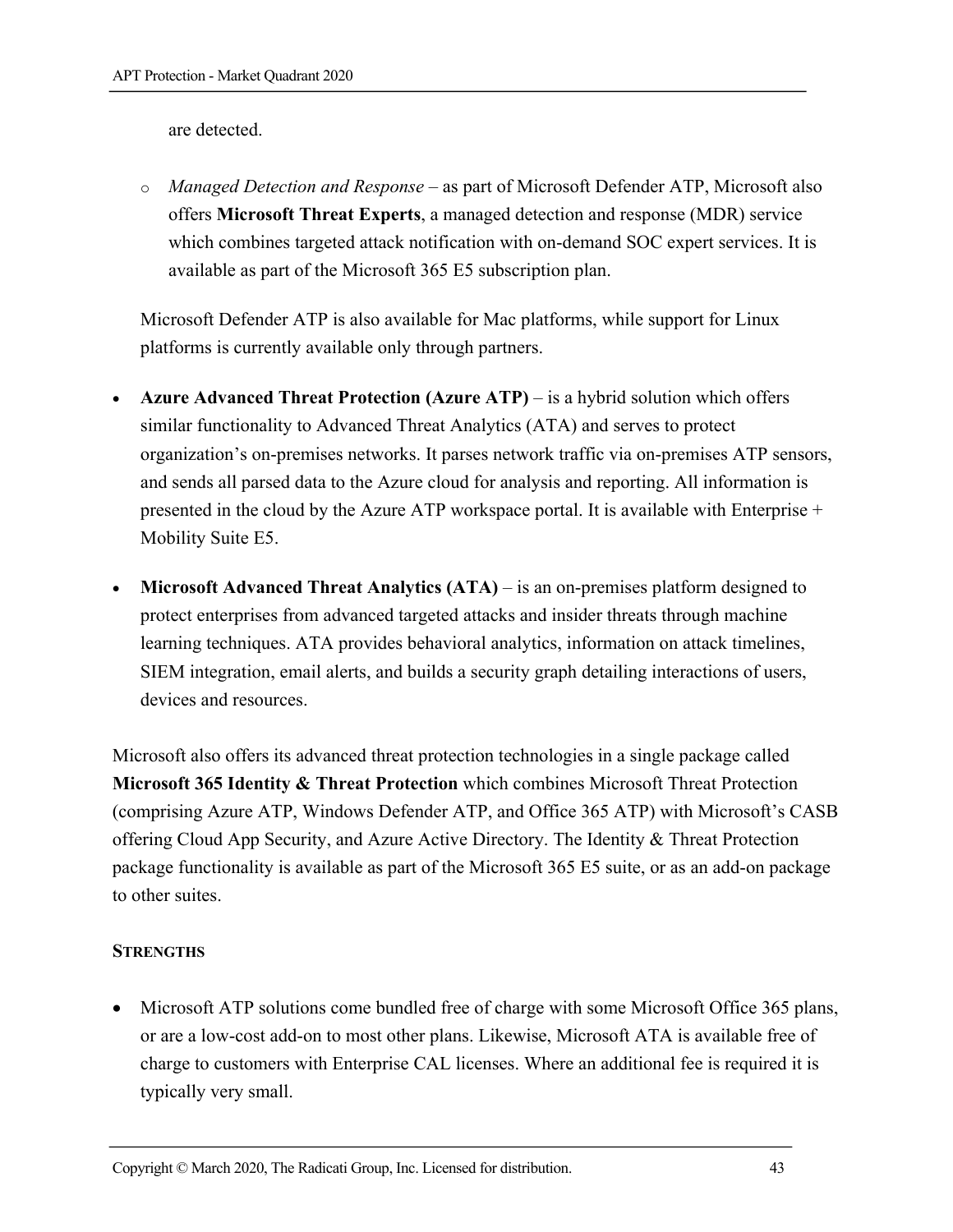are detected.

  - *Managed Detection and Response* – as part of Microsoft Defender ATP, Microsoft also offers **Microsoft Threat Experts**, a managed detection and response (MDR) service which combines targeted attack notification with on-demand SOC expert services. It is available as part of the Microsoft 365 E5 subscription plan.

  Microsoft Defender ATP is also available for Mac platforms, while support for Linux platforms is currently available only through partners.

- **Azure Advanced Threat Protection (Azure ATP)** – is a hybrid solution which offers similar functionality to Advanced Threat Analytics (ATA) and serves to protect organization's on-premises networks. It parses network traffic via on-premises ATP sensors, and sends all parsed data to the Azure cloud for analysis and reporting. All information is presented in the cloud by the Azure ATP workspace portal. It is available with Enterprise + Mobility Suite E5.

- **Microsoft Advanced Threat Analytics (ATA)** – is an on-premises platform designed to protect enterprises from advanced targeted attacks and insider threats through machine learning techniques. ATA provides behavioral analytics, information on attack timelines, SIEM integration, email alerts, and builds a security graph detailing interactions of users, devices and resources.

Microsoft also offers its advanced threat protection technologies in a single package called **Microsoft 365 Identity & Threat Protection** which combines Microsoft Threat Protection (comprising Azure ATP, Windows Defender ATP, and Office 365 ATP) with Microsoft's CASB offering Cloud App Security, and Azure Active Directory. The Identity & Threat Protection package functionality is available as part of the Microsoft 365 E5 suite, or as an add-on package to other suites.

**STRENGTHS**

- Microsoft ATP solutions come bundled free of charge with some Microsoft Office 365 plans, or are a low-cost add-on to most other plans. Likewise, Microsoft ATA is available free of charge to customers with Enterprise CAL licenses. Where an additional fee is required it is typically very small.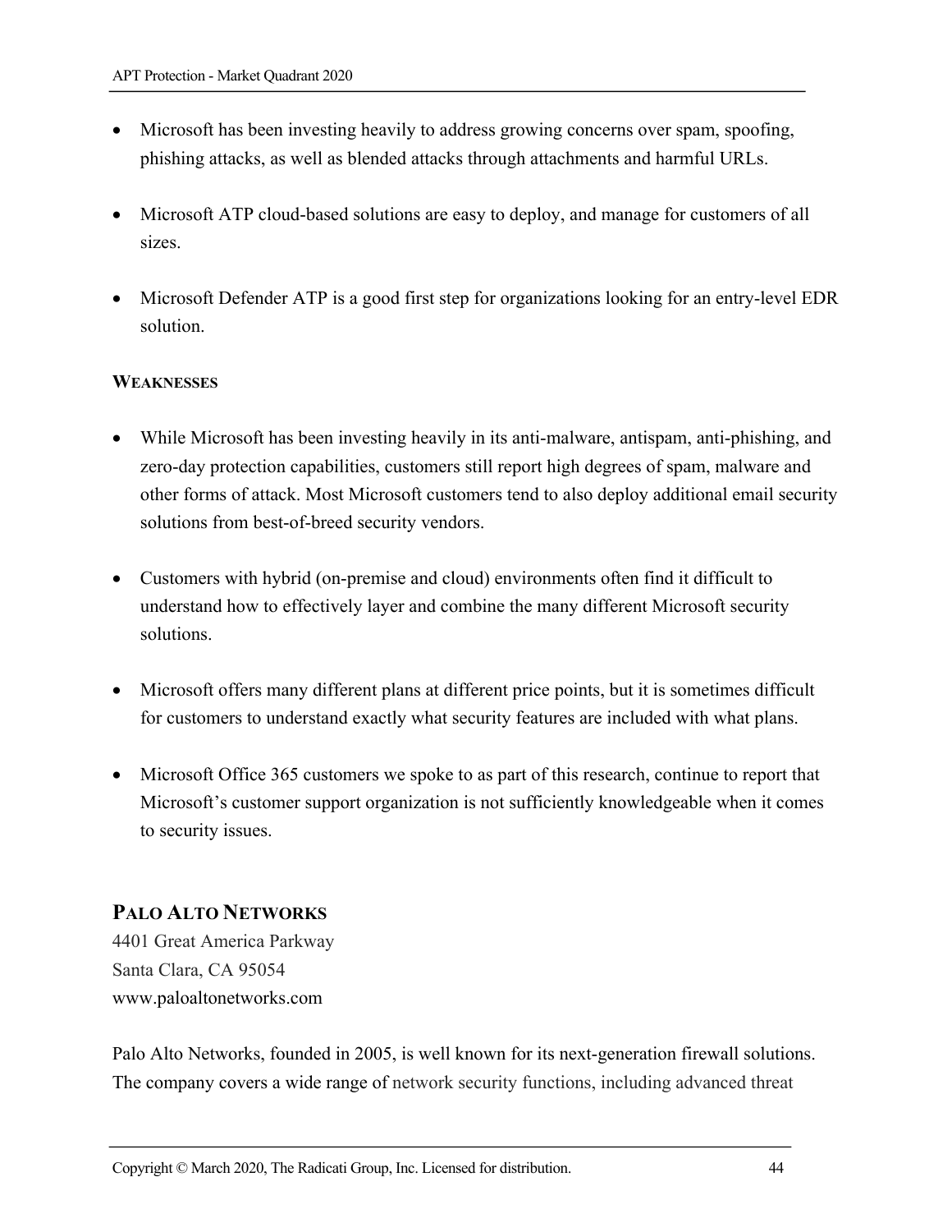- Microsoft has been investing heavily to address growing concerns over spam, spoofing, phishing attacks, as well as blended attacks through attachments and harmful URLs.

- Microsoft ATP cloud-based solutions are easy to deploy, and manage for customers of all sizes.

- Microsoft Defender ATP is a good first step for organizations looking for an entry-level EDR solution.

**WEAKNESSES**

- While Microsoft has been investing heavily in its anti-malware, antispam, anti-phishing, and zero-day protection capabilities, customers still report high degrees of spam, malware and other forms of attack. Most Microsoft customers tend to also deploy additional email security solutions from best-of-breed security vendors.

- Customers with hybrid (on-premise and cloud) environments often find it difficult to understand how to effectively layer and combine the many different Microsoft security solutions.

- Microsoft offers many different plans at different price points, but it is sometimes difficult for customers to understand exactly what security features are included with what plans.

- Microsoft Office 365 customers we spoke to as part of this research, continue to report that Microsoft's customer support organization is not sufficiently knowledgeable when it comes to security issues.

## PALO ALTO NETWORKS

4401 Great America Parkway
Santa Clara, CA 95054
www.paloaltonetworks.com

Palo Alto Networks, founded in 2005, is well known for its next-generation firewall solutions. The company covers a wide range of network security functions, including advanced threat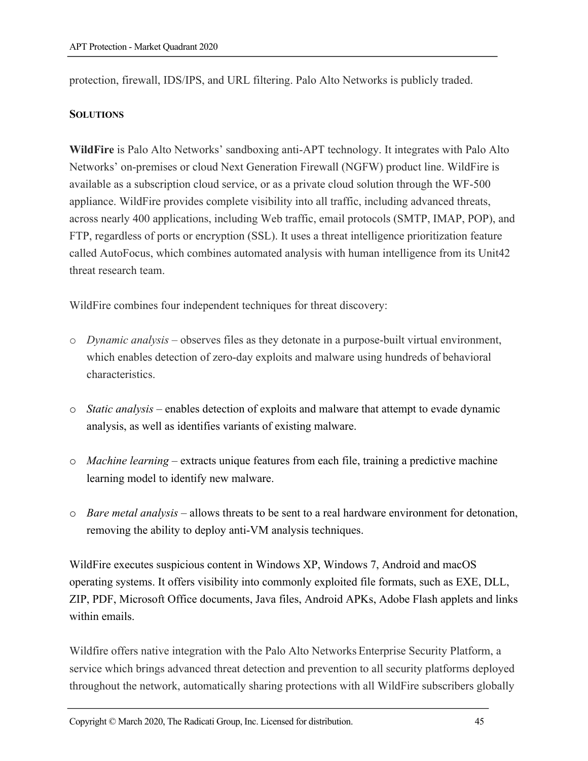protection, firewall, IDS/IPS, and URL filtering. Palo Alto Networks is publicly traded.

**SOLUTIONS**

**WildFire** is Palo Alto Networks' sandboxing anti-APT technology. It integrates with Palo Alto Networks' on-premises or cloud Next Generation Firewall (NGFW) product line. WildFire is available as a subscription cloud service, or as a private cloud solution through the WF-500 appliance. WildFire provides complete visibility into all traffic, including advanced threats, across nearly 400 applications, including Web traffic, email protocols (SMTP, IMAP, POP), and FTP, regardless of ports or encryption (SSL). It uses a threat intelligence prioritization feature called AutoFocus, which combines automated analysis with human intelligence from its Unit42 threat research team.

WildFire combines four independent techniques for threat discovery:

- *Dynamic analysis* – observes files as they detonate in a purpose-built virtual environment, which enables detection of zero-day exploits and malware using hundreds of behavioral characteristics.

- *Static analysis* – enables detection of exploits and malware that attempt to evade dynamic analysis, as well as identifies variants of existing malware.

- *Machine learning* – extracts unique features from each file, training a predictive machine learning model to identify new malware.

- *Bare metal analysis* – allows threats to be sent to a real hardware environment for detonation, removing the ability to deploy anti-VM analysis techniques.

WildFire executes suspicious content in Windows XP, Windows 7, Android and macOS operating systems. It offers visibility into commonly exploited file formats, such as EXE, DLL, ZIP, PDF, Microsoft Office documents, Java files, Android APKs, Adobe Flash applets and links within emails.

Wildfire offers native integration with the Palo Alto Networks Enterprise Security Platform, a service which brings advanced threat detection and prevention to all security platforms deployed throughout the network, automatically sharing protections with all WildFire subscribers globally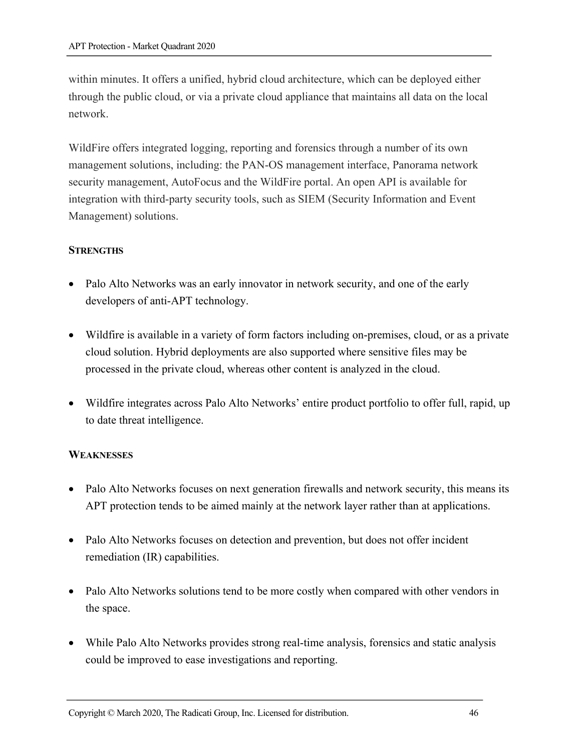within minutes. It offers a unified, hybrid cloud architecture, which can be deployed either through the public cloud, or via a private cloud appliance that maintains all data on the local network.

WildFire offers integrated logging, reporting and forensics through a number of its own management solutions, including: the PAN-OS management interface, Panorama network security management, AutoFocus and the WildFire portal. An open API is available for integration with third-party security tools, such as SIEM (Security Information and Event Management) solutions.

**STRENGTHS**

- Palo Alto Networks was an early innovator in network security, and one of the early developers of anti-APT technology.
- Wildfire is available in a variety of form factors including on-premises, cloud, or as a private cloud solution. Hybrid deployments are also supported where sensitive files may be processed in the private cloud, whereas other content is analyzed in the cloud.
- Wildfire integrates across Palo Alto Networks' entire product portfolio to offer full, rapid, up to date threat intelligence.

**WEAKNESSES**

- Palo Alto Networks focuses on next generation firewalls and network security, this means its APT protection tends to be aimed mainly at the network layer rather than at applications.
- Palo Alto Networks focuses on detection and prevention, but does not offer incident remediation (IR) capabilities.
- Palo Alto Networks solutions tend to be more costly when compared with other vendors in the space.
- While Palo Alto Networks provides strong real-time analysis, forensics and static analysis could be improved to ease investigations and reporting.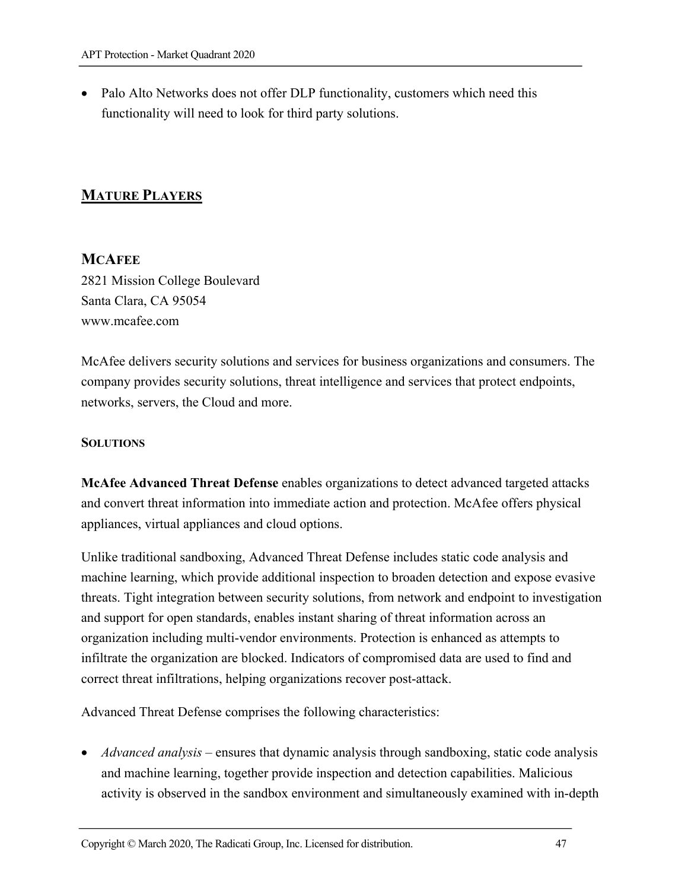- Palo Alto Networks does not offer DLP functionality, customers which need this functionality will need to look for third party solutions.

## MATURE PLAYERS

### MCAFEE

2821 Mission College Boulevard
Santa Clara, CA 95054
www.mcafee.com

McAfee delivers security solutions and services for business organizations and consumers. The company provides security solutions, threat intelligence and services that protect endpoints, networks, servers, the Cloud and more.

#### SOLUTIONS

**McAfee Advanced Threat Defense** enables organizations to detect advanced targeted attacks and convert threat information into immediate action and protection. McAfee offers physical appliances, virtual appliances and cloud options.

Unlike traditional sandboxing, Advanced Threat Defense includes static code analysis and machine learning, which provide additional inspection to broaden detection and expose evasive threats. Tight integration between security solutions, from network and endpoint to investigation and support for open standards, enables instant sharing of threat information across an organization including multi-vendor environments. Protection is enhanced as attempts to infiltrate the organization are blocked. Indicators of compromised data are used to find and correct threat infiltrations, helping organizations recover post-attack.

Advanced Threat Defense comprises the following characteristics:

- *Advanced analysis* – ensures that dynamic analysis through sandboxing, static code analysis and machine learning, together provide inspection and detection capabilities. Malicious activity is observed in the sandbox environment and simultaneously examined with in-depth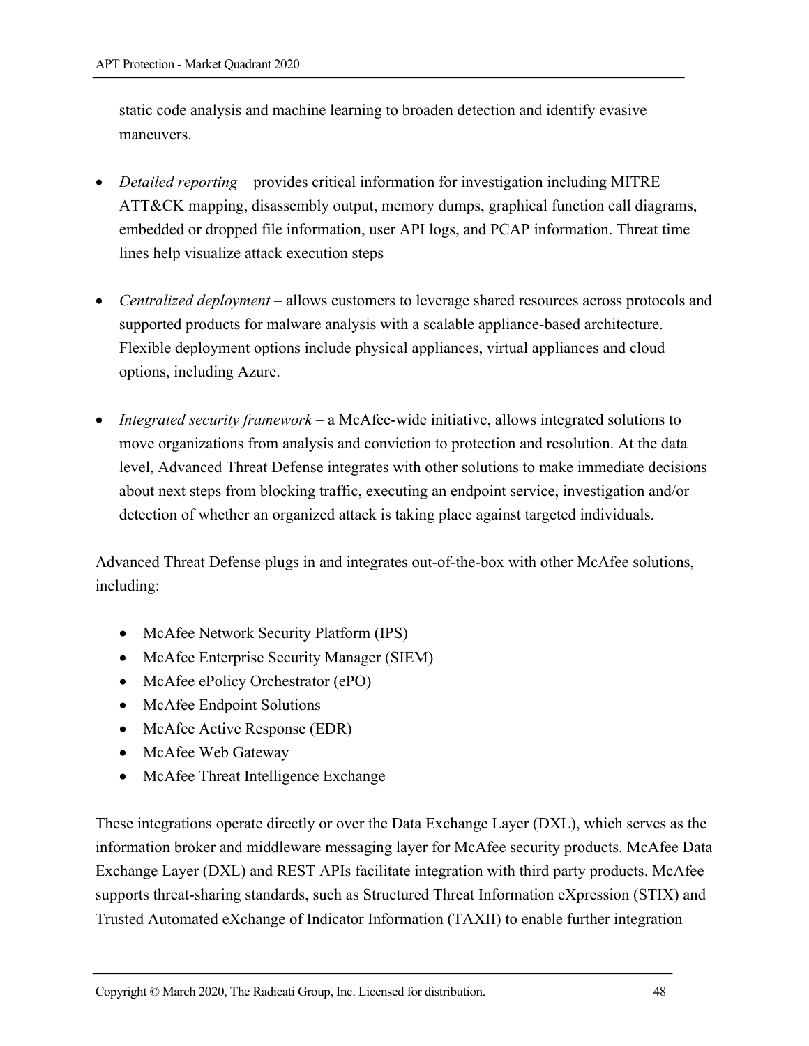static code analysis and machine learning to broaden detection and identify evasive maneuvers.

- *Detailed reporting* – provides critical information for investigation including MITRE ATT&CK mapping, disassembly output, memory dumps, graphical function call diagrams, embedded or dropped file information, user API logs, and PCAP information. Threat time lines help visualize attack execution steps

- *Centralized deployment* – allows customers to leverage shared resources across protocols and supported products for malware analysis with a scalable appliance-based architecture. Flexible deployment options include physical appliances, virtual appliances and cloud options, including Azure.

- *Integrated security framework* – a McAfee-wide initiative, allows integrated solutions to move organizations from analysis and conviction to protection and resolution. At the data level, Advanced Threat Defense integrates with other solutions to make immediate decisions about next steps from blocking traffic, executing an endpoint service, investigation and/or detection of whether an organized attack is taking place against targeted individuals.

Advanced Threat Defense plugs in and integrates out-of-the-box with other McAfee solutions, including:

- McAfee Network Security Platform (IPS)
- McAfee Enterprise Security Manager (SIEM)
- McAfee ePolicy Orchestrator (ePO)
- McAfee Endpoint Solutions
- McAfee Active Response (EDR)
- McAfee Web Gateway
- McAfee Threat Intelligence Exchange

These integrations operate directly or over the Data Exchange Layer (DXL), which serves as the information broker and middleware messaging layer for McAfee security products. McAfee Data Exchange Layer (DXL) and REST APIs facilitate integration with third party products. McAfee supports threat-sharing standards, such as Structured Threat Information eXpression (STIX) and Trusted Automated eXchange of Indicator Information (TAXII) to enable further integration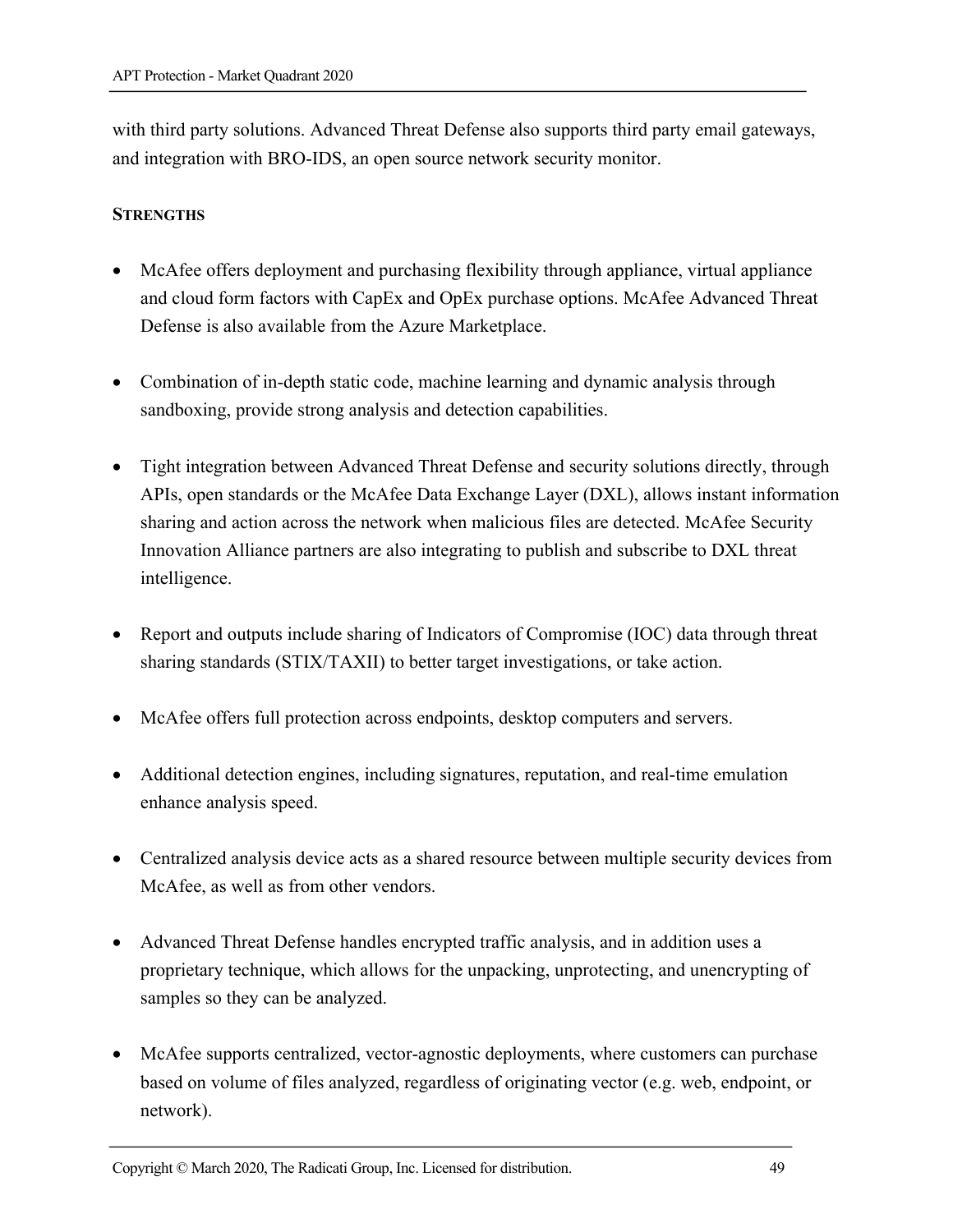with third party solutions. Advanced Threat Defense also supports third party email gateways, and integration with BRO-IDS, an open source network security monitor.

**STRENGTHS**

- McAfee offers deployment and purchasing flexibility through appliance, virtual appliance and cloud form factors with CapEx and OpEx purchase options. McAfee Advanced Threat Defense is also available from the Azure Marketplace.

- Combination of in-depth static code, machine learning and dynamic analysis through sandboxing, provide strong analysis and detection capabilities.

- Tight integration between Advanced Threat Defense and security solutions directly, through APIs, open standards or the McAfee Data Exchange Layer (DXL), allows instant information sharing and action across the network when malicious files are detected. McAfee Security Innovation Alliance partners are also integrating to publish and subscribe to DXL threat intelligence.

- Report and outputs include sharing of Indicators of Compromise (IOC) data through threat sharing standards (STIX/TAXII) to better target investigations, or take action.

- McAfee offers full protection across endpoints, desktop computers and servers.

- Additional detection engines, including signatures, reputation, and real-time emulation enhance analysis speed.

- Centralized analysis device acts as a shared resource between multiple security devices from McAfee, as well as from other vendors.

- Advanced Threat Defense handles encrypted traffic analysis, and in addition uses a proprietary technique, which allows for the unpacking, unprotecting, and unencrypting of samples so they can be analyzed.

- McAfee supports centralized, vector-agnostic deployments, where customers can purchase based on volume of files analyzed, regardless of originating vector (e.g. web, endpoint, or network).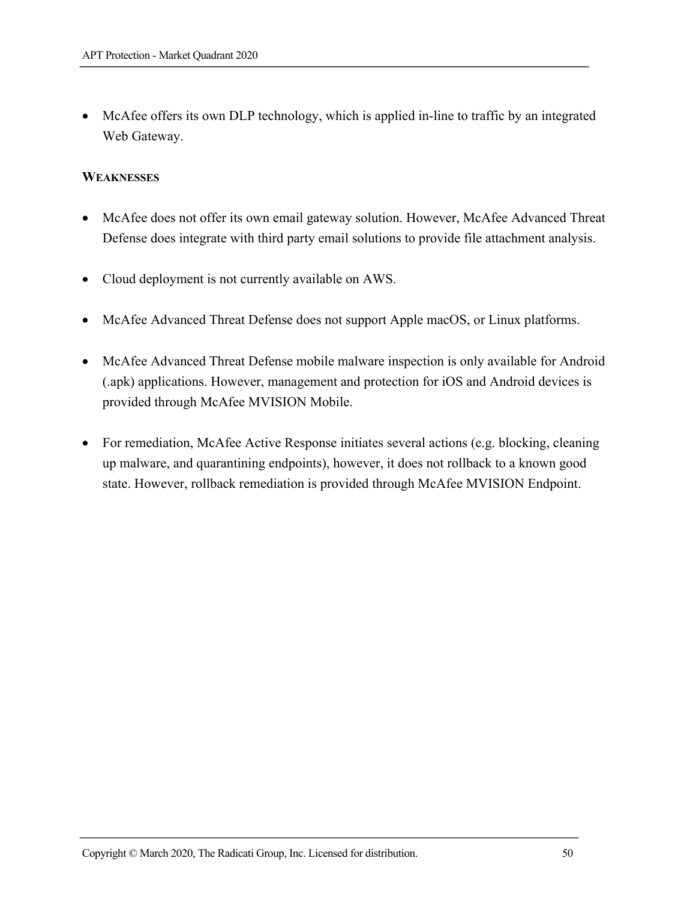- McAfee offers its own DLP technology, which is applied in-line to traffic by an integrated Web Gateway.

**WEAKNESSES**

- McAfee does not offer its own email gateway solution. However, McAfee Advanced Threat Defense does integrate with third party email solutions to provide file attachment analysis.

- Cloud deployment is not currently available on AWS.

- McAfee Advanced Threat Defense does not support Apple macOS, or Linux platforms.

- McAfee Advanced Threat Defense mobile malware inspection is only available for Android (.apk) applications. However, management and protection for iOS and Android devices is provided through McAfee MVISION Mobile.

- For remediation, McAfee Active Response initiates several actions (e.g. blocking, cleaning up malware, and quarantining endpoints), however, it does not rollback to a known good state. However, rollback remediation is provided through McAfee MVISION Endpoint.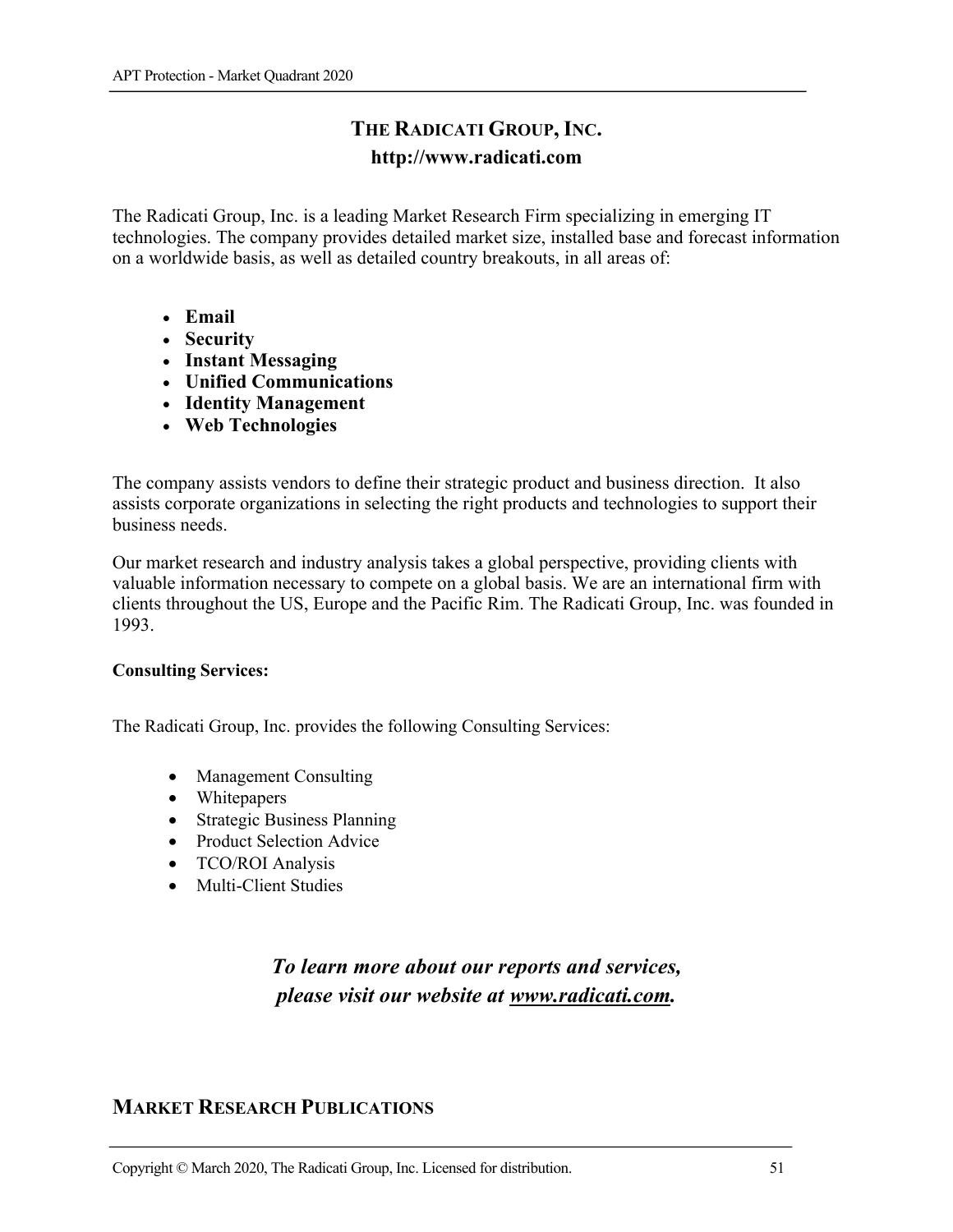## THE RADICATI GROUP, INC.

**http://www.radicati.com**

The Radicati Group, Inc. is a leading Market Research Firm specializing in emerging IT technologies. The company provides detailed market size, installed base and forecast information on a worldwide basis, as well as detailed country breakouts, in all areas of:

- **Email**
- **Security**
- **Instant Messaging**
- **Unified Communications**
- **Identity Management**
- **Web Technologies**

The company assists vendors to define their strategic product and business direction. It also assists corporate organizations in selecting the right products and technologies to support their business needs.

Our market research and industry analysis takes a global perspective, providing clients with valuable information necessary to compete on a global basis. We are an international firm with clients throughout the US, Europe and the Pacific Rim. The Radicati Group, Inc. was founded in 1993.

**Consulting Services:**

The Radicati Group, Inc. provides the following Consulting Services:

- Management Consulting
- Whitepapers
- Strategic Business Planning
- Product Selection Advice
- TCO/ROI Analysis
- Multi-Client Studies

***To learn more about our reports and services, please visit our website at www.radicati.com.***

## MARKET RESEARCH PUBLICATIONS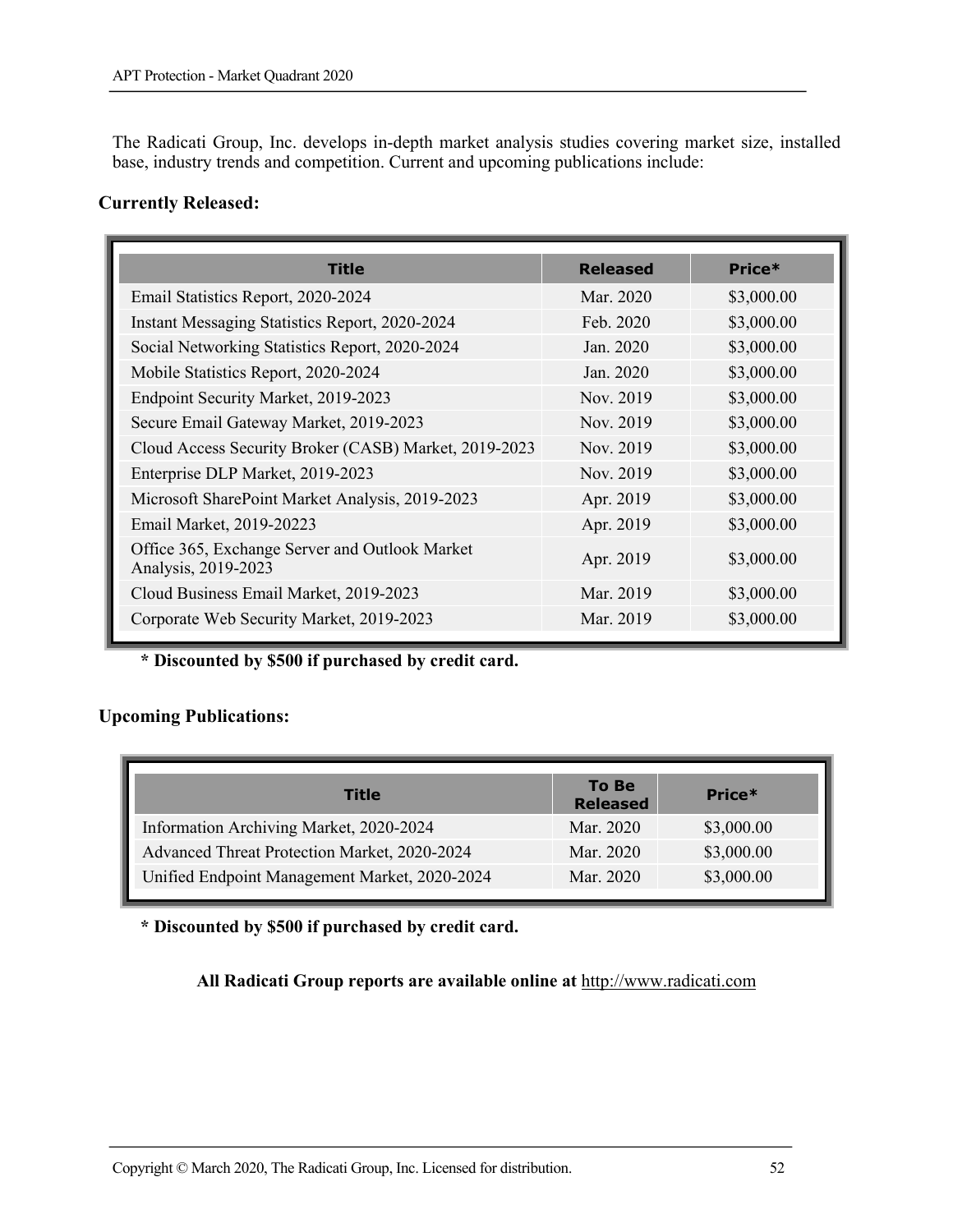The Radicati Group, Inc. develops in-depth market analysis studies covering market size, installed base, industry trends and competition. Current and upcoming publications include:

**Currently Released:**

| Title | Released | Price* |
|---|---|---|
| Email Statistics Report, 2020-2024 | Mar. 2020 | $3,000.00 |
| Instant Messaging Statistics Report, 2020-2024 | Feb. 2020 | $3,000.00 |
| Social Networking Statistics Report, 2020-2024 | Jan. 2020 | $3,000.00 |
| Mobile Statistics Report, 2020-2024 | Jan. 2020 | $3,000.00 |
| Endpoint Security Market, 2019-2023 | Nov. 2019 | $3,000.00 |
| Secure Email Gateway Market, 2019-2023 | Nov. 2019 | $3,000.00 |
| Cloud Access Security Broker (CASB) Market, 2019-2023 | Nov. 2019 | $3,000.00 |
| Enterprise DLP Market, 2019-2023 | Nov. 2019 | $3,000.00 |
| Microsoft SharePoint Market Analysis, 2019-2023 | Apr. 2019 | $3,000.00 |
| Email Market, 2019-20223 | Apr. 2019 | $3,000.00 |
| Office 365, Exchange Server and Outlook Market Analysis, 2019-2023 | Apr. 2019 | $3,000.00 |
| Cloud Business Email Market, 2019-2023 | Mar. 2019 | $3,000.00 |
| Corporate Web Security Market, 2019-2023 | Mar. 2019 | $3,000.00 |

**\* Discounted by $500 if purchased by credit card.**

**Upcoming Publications:**

| Title | To Be Released | Price* |
|---|---|---|
| Information Archiving Market, 2020-2024 | Mar. 2020 | $3,000.00 |
| Advanced Threat Protection Market, 2020-2024 | Mar. 2020 | $3,000.00 |
| Unified Endpoint Management Market, 2020-2024 | Mar. 2020 | $3,000.00 |

**\* Discounted by $500 if purchased by credit card.**

**All Radicati Group reports are available online at** http://www.radicati.com